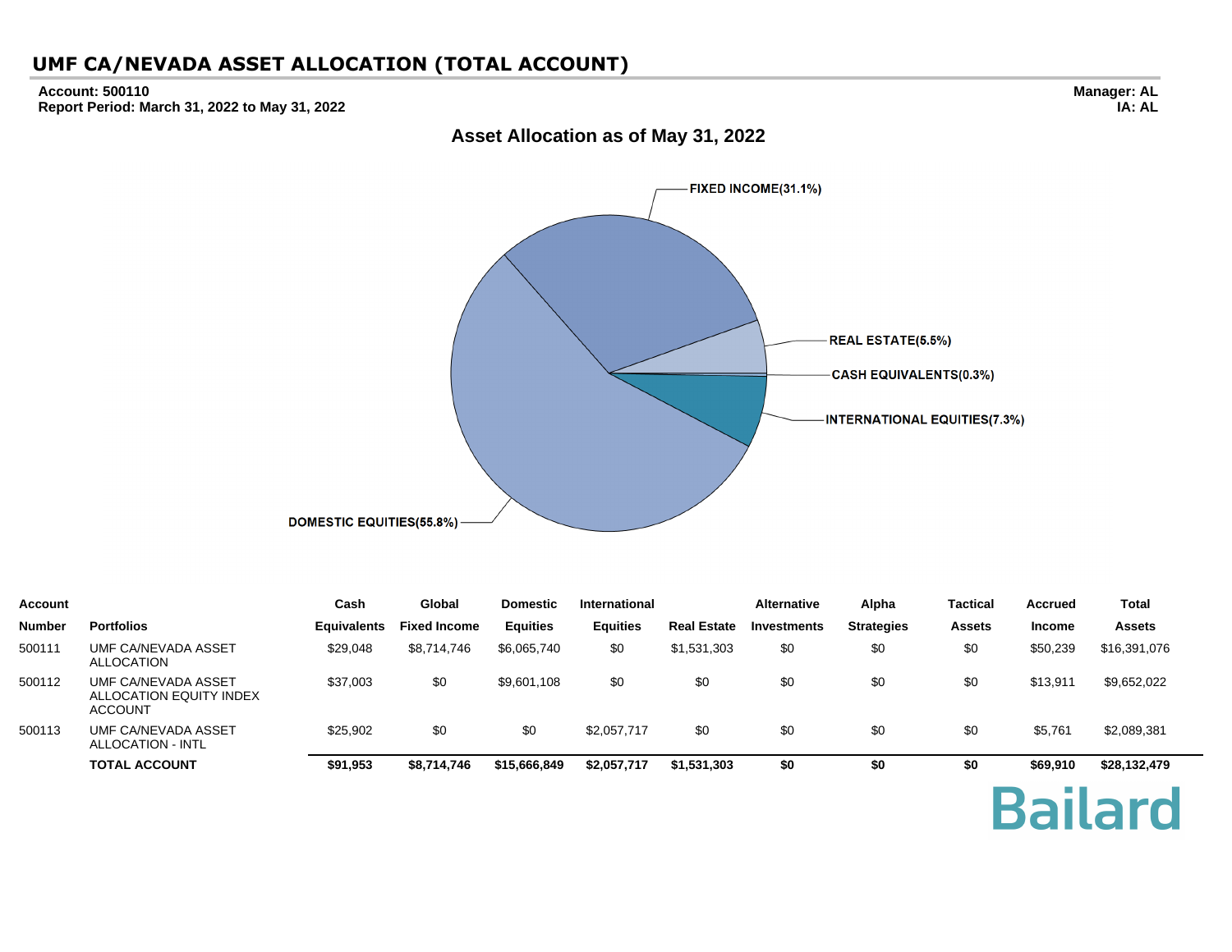# UMF CA/NEVADA ASSET ALLOCATION (TOTAL ACCOUNT)

**Account: 500110**
**Report Period: March 31, 2022 to May 31, 2022**

**Manager: AL**
**IA: AL**

## Asset Allocation as of May 31, 2022

FIXED INCOME(31.1%)
REAL ESTATE(5.5%)
CASH EQUIVALENTS(0.3%)
INTERNATIONAL EQUITIES(7.3%)
DOMESTIC EQUITIES(55.8%)

| Account Number | Portfolios | Cash Equivalents | Global Fixed Income | Domestic Equities | International Equities | Real Estate | Alternative Investments | Alpha Strategies | Tactical Assets | Accrued Income | Total Assets |
|---|---|---|---|---|---|---|---|---|---|---|---|
| 500111 | UMF CA/NEVADA ASSET ALLOCATION | $29,048 | $8,714,746 | $6,065,740 | $0 | $1,531,303 | $0 | $0 | $0 | $50,239 | $16,391,076 |
| 500112 | UMF CA/NEVADA ASSET ALLOCATION EQUITY INDEX ACCOUNT | $37,003 | $0 | $9,601,108 | $0 | $0 | $0 | $0 | $0 | $13,911 | $9,652,022 |
| 500113 | UMF CA/NEVADA ASSET ALLOCATION - INTL | $25,902 | $0 | $0 | $2,057,717 | $0 | $0 | $0 | $0 | $5,761 | $2,089,381 |
| | **TOTAL ACCOUNT** | **$91,953** | **$8,714,746** | **$15,666,849** | **$2,057,717** | **$1,531,303** | **$0** | **$0** | **$0** | **$69,910** | **$28,132,479** |

Bailard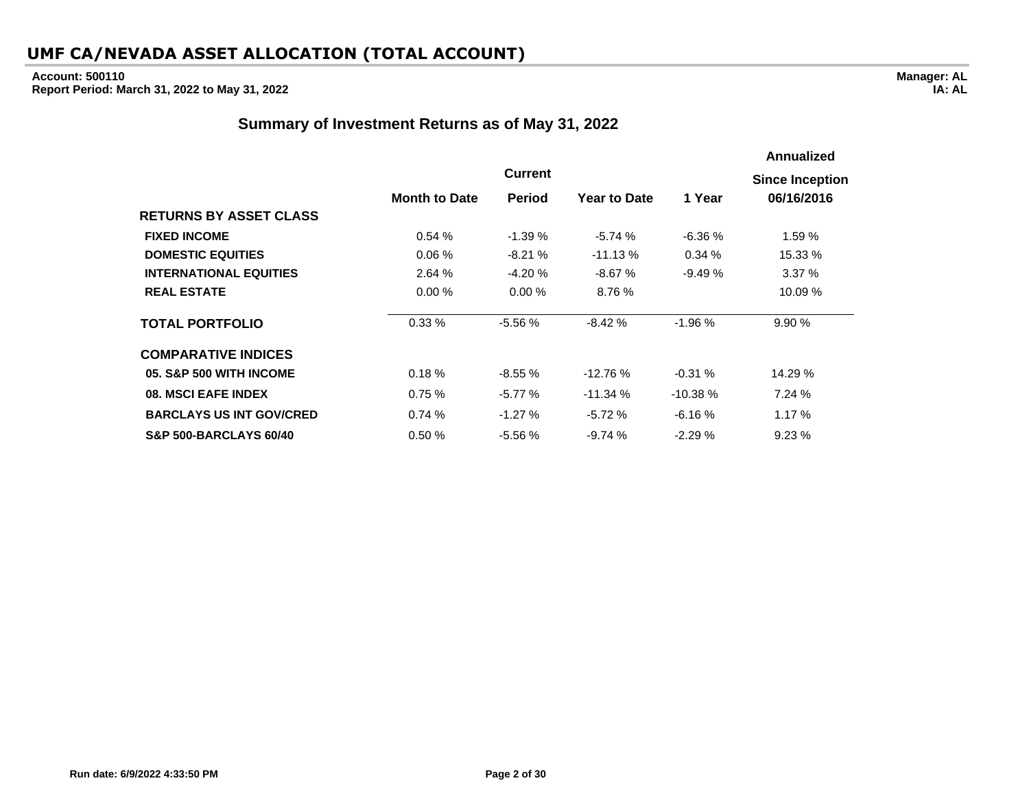# UMF CA/NEVADA ASSET ALLOCATION (TOTAL ACCOUNT)

**Account: 500110**
**Report Period: March 31, 2022 to May 31, 2022**

**Manager: AL**
**IA: AL**

## Summary of Investment Returns as of May 31, 2022

| | Month to Date | Current Period | Year to Date | 1 Year | Annualized Since Inception 06/16/2016 |
|---|---|---|---|---|---|
| **RETURNS BY ASSET CLASS** | | | | | |
| **FIXED INCOME** | 0.54 % | -1.39 % | -5.74 % | -6.36 % | 1.59 % |
| **DOMESTIC EQUITIES** | 0.06 % | -8.21 % | -11.13 % | 0.34 % | 15.33 % |
| **INTERNATIONAL EQUITIES** | 2.64 % | -4.20 % | -8.67 % | -9.49 % | 3.37 % |
| **REAL ESTATE** | 0.00 % | 0.00 % | 8.76 % | | 10.09 % |
| **TOTAL PORTFOLIO** | 0.33 % | -5.56 % | -8.42 % | -1.96 % | 9.90 % |
| **COMPARATIVE INDICES** | | | | | |
| **05. S&P 500 WITH INCOME** | 0.18 % | -8.55 % | -12.76 % | -0.31 % | 14.29 % |
| **08. MSCI EAFE INDEX** | 0.75 % | -5.77 % | -11.34 % | -10.38 % | 7.24 % |
| **BARCLAYS US INT GOV/CRED** | 0.74 % | -1.27 % | -5.72 % | -6.16 % | 1.17 % |
| **S&P 500-BARCLAYS 60/40** | 0.50 % | -5.56 % | -9.74 % | -2.29 % | 9.23 % |

**Run date: 6/9/2022 4:33:50 PM**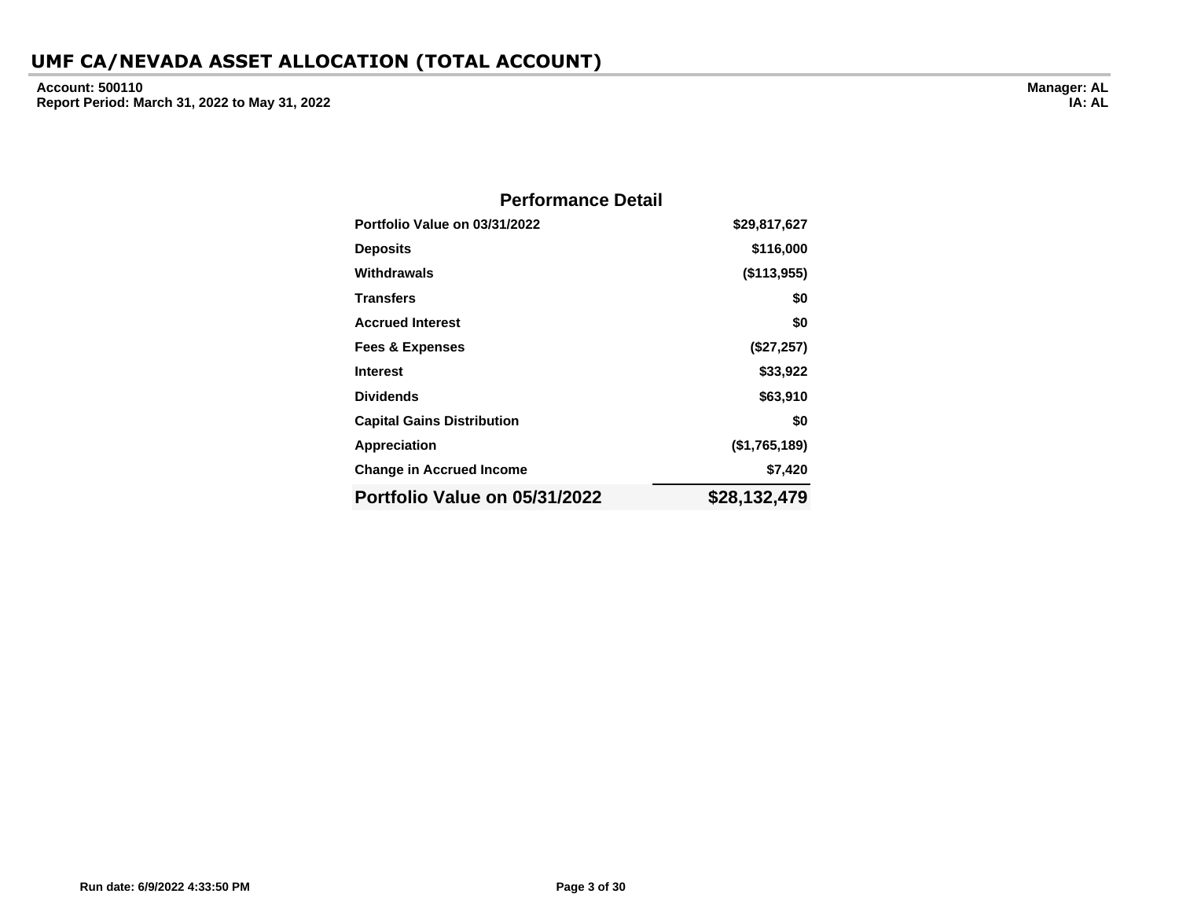# UMF CA/NEVADA ASSET ALLOCATION (TOTAL ACCOUNT)

**Account: 500110**
**Report Period: March 31, 2022 to May 31, 2022**

**Manager: AL**
**IA: AL**

## Performance Detail

| | |
|---|---:|
| **Portfolio Value on 03/31/2022** | **$29,817,627** |
| **Deposits** | **$116,000** |
| **Withdrawals** | **($113,955)** |
| **Transfers** | **$0** |
| **Accrued Interest** | **$0** |
| **Fees & Expenses** | **($27,257)** |
| **Interest** | **$33,922** |
| **Dividends** | **$63,910** |
| **Capital Gains Distribution** | **$0** |
| **Appreciation** | **($1,765,189)** |
| **Change in Accrued Income** | **$7,420** |
| **Portfolio Value on 05/31/2022** | **$28,132,479** |

Run date: 6/9/2022 4:33:50 PM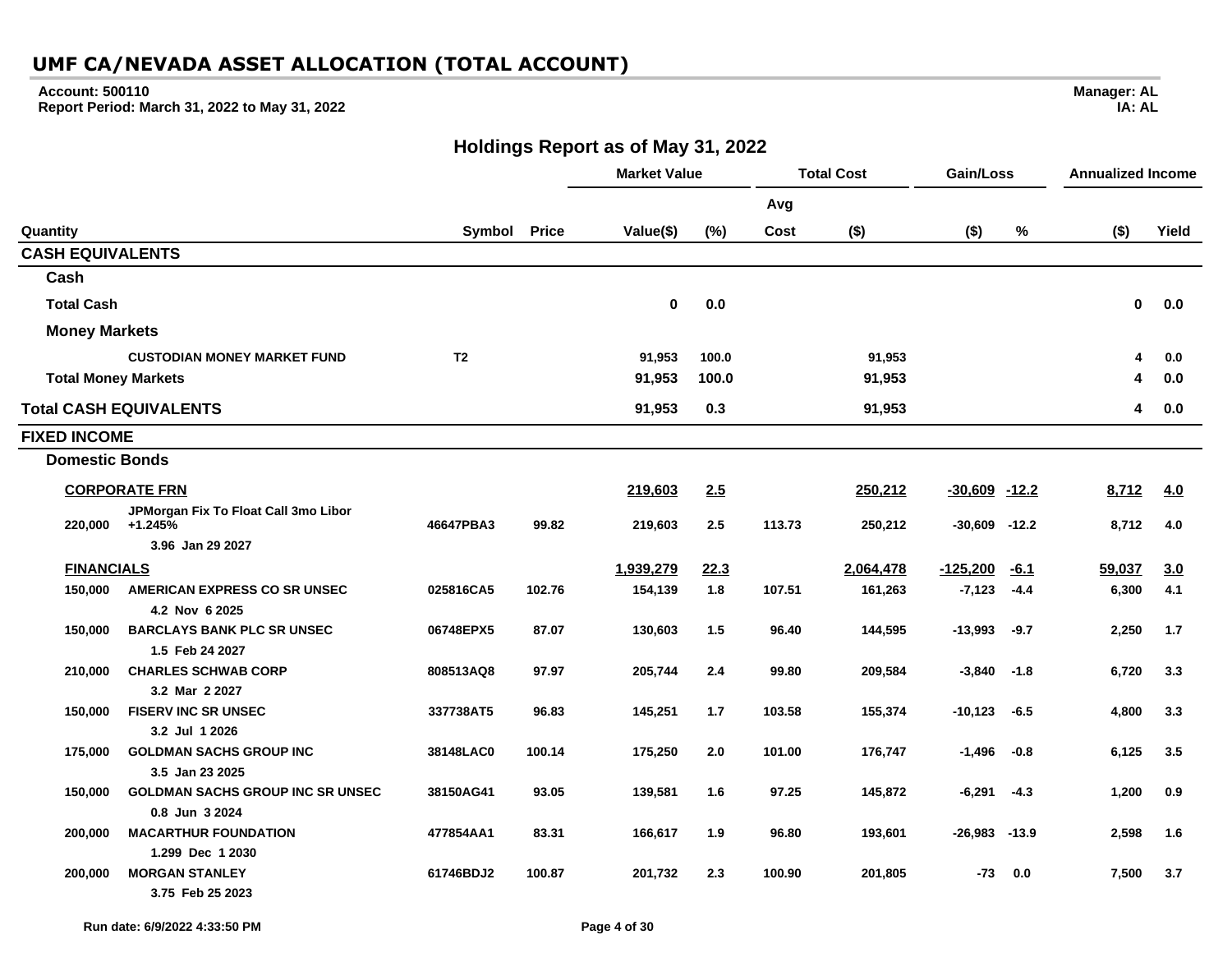# UMF CA/NEVADA ASSET ALLOCATION (TOTAL ACCOUNT)

**Account: 500110**
**Report Period: March 31, 2022 to May 31, 2022**

**Manager: AL**
**IA: AL**

## Holdings Report as of May 31, 2022

| | | | | Market Value | | Total Cost | | Gain/Loss | | Annualized Income | |
|---|---|---|---|---|---|---|---|---|---|---|---|
| | | | | | | Avg | | | | | |
| Quantity | | Symbol | Price | Value($) | (%) | Cost | ($) | ($) | % | ($) | Yield |
| **CASH EQUIVALENTS** | | | | | | | | | | | |
| **Cash** | | | | | | | | | | | |
| **Total Cash** | | | | 0 | 0.0 | | | | | 0 | 0.0 |
| **Money Markets** | | | | | | | | | | | |
| | CUSTODIAN MONEY MARKET FUND | T2 | | 91,953 | 100.0 | | 91,953 | | | 4 | 0.0 |
| **Total Money Markets** | | | | 91,953 | 100.0 | | 91,953 | | | 4 | 0.0 |
| **Total CASH EQUIVALENTS** | | | | 91,953 | 0.3 | | 91,953 | | | 4 | 0.0 |
| **FIXED INCOME** | | | | | | | | | | | |
| **Domestic Bonds** | | | | | | | | | | | |
| **CORPORATE FRN** | | | | 219,603 | 2.5 | | 250,212 | -30,609 | -12.2 | 8,712 | 4.0 |
| 220,000 | JPMorgan Fix To Float Call 3mo Libor +1.245% 3.96 Jan 29 2027 | 46647PBA3 | 99.82 | 219,603 | 2.5 | 113.73 | 250,212 | -30,609 | -12.2 | 8,712 | 4.0 |
| **FINANCIALS** | | | | 1,939,279 | 22.3 | | 2,064,478 | -125,200 | -6.1 | 59,037 | 3.0 |
| 150,000 | AMERICAN EXPRESS CO SR UNSEC 4.2 Nov 6 2025 | 025816CA5 | 102.76 | 154,139 | 1.8 | 107.51 | 161,263 | -7,123 | -4.4 | 6,300 | 4.1 |
| 150,000 | BARCLAYS BANK PLC SR UNSEC 1.5 Feb 24 2027 | 06748EPX5 | 87.07 | 130,603 | 1.5 | 96.40 | 144,595 | -13,993 | -9.7 | 2,250 | 1.7 |
| 210,000 | CHARLES SCHWAB CORP 3.2 Mar 2 2027 | 808513AQ8 | 97.97 | 205,744 | 2.4 | 99.80 | 209,584 | -3,840 | -1.8 | 6,720 | 3.3 |
| 150,000 | FISERV INC SR UNSEC 3.2 Jul 1 2026 | 337738AT5 | 96.83 | 145,251 | 1.7 | 103.58 | 155,374 | -10,123 | -6.5 | 4,800 | 3.3 |
| 175,000 | GOLDMAN SACHS GROUP INC 3.5 Jan 23 2025 | 38148LAC0 | 100.14 | 175,250 | 2.0 | 101.00 | 176,747 | -1,496 | -0.8 | 6,125 | 3.5 |
| 150,000 | GOLDMAN SACHS GROUP INC SR UNSEC 0.8 Jun 3 2024 | 38150AG41 | 93.05 | 139,581 | 1.6 | 97.25 | 145,872 | -6,291 | -4.3 | 1,200 | 0.9 |
| 200,000 | MACARTHUR FOUNDATION 1.299 Dec 1 2030 | 477854AA1 | 83.31 | 166,617 | 1.9 | 96.80 | 193,601 | -26,983 | -13.9 | 2,598 | 1.6 |
| 200,000 | MORGAN STANLEY 3.75 Feb 25 2023 | 61746BDJ2 | 100.87 | 201,732 | 2.3 | 100.90 | 201,805 | -73 | 0.0 | 7,500 | 3.7 |

Run date: 6/9/2022 4:33:50 PM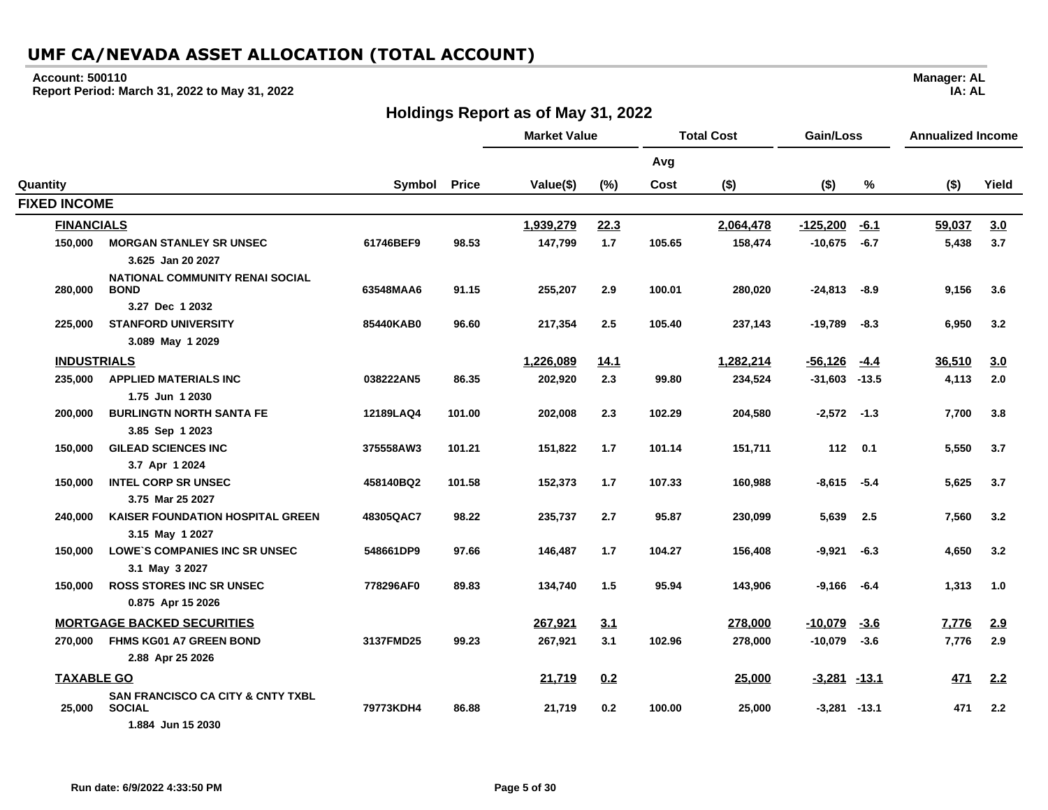# UMF CA/NEVADA ASSET ALLOCATION (TOTAL ACCOUNT)

**Account: 500110**
**Report Period: March 31, 2022 to May 31, 2022**

**Manager: AL**
**IA: AL**

## Holdings Report as of May 31, 2022

| Quantity | | Symbol | Price | Market Value | | Total Cost | | Gain/Loss | | Annualized Income | |
|---|---|---|---|---|---|---|---|---|---|---|---|
| | | | | | | Avg | | | | | |
| | | | | Value($) | (%) | Cost | ($) | ($) | % | ($) | Yield |
| **FIXED INCOME** | | | | | | | | | | | |
| **FINANCIALS** | | | | **1,939,279** | **22.3** | | **2,064,478** | **-125,200** | **-6.1** | **59,037** | **3.0** |
| 150,000 | MORGAN STANLEY SR UNSEC<br>3.625 Jan 20 2027 | 61746BEF9 | 98.53 | 147,799 | 1.7 | 105.65 | 158,474 | -10,675 | -6.7 | 5,438 | 3.7 |
| 280,000 | NATIONAL COMMUNITY RENAI SOCIAL BOND<br>3.27 Dec 1 2032 | 63548MAA6 | 91.15 | 255,207 | 2.9 | 100.01 | 280,020 | -24,813 | -8.9 | 9,156 | 3.6 |
| 225,000 | STANFORD UNIVERSITY<br>3.089 May 1 2029 | 85440KAB0 | 96.60 | 217,354 | 2.5 | 105.40 | 237,143 | -19,789 | -8.3 | 6,950 | 3.2 |
| **INDUSTRIALS** | | | | **1,226,089** | **14.1** | | **1,282,214** | **-56,126** | **-4.4** | **36,510** | **3.0** |
| 235,000 | APPLIED MATERIALS INC<br>1.75 Jun 1 2030 | 038222AN5 | 86.35 | 202,920 | 2.3 | 99.80 | 234,524 | -31,603 | -13.5 | 4,113 | 2.0 |
| 200,000 | BURLINGTN NORTH SANTA FE<br>3.85 Sep 1 2023 | 12189LAQ4 | 101.00 | 202,008 | 2.3 | 102.29 | 204,580 | -2,572 | -1.3 | 7,700 | 3.8 |
| 150,000 | GILEAD SCIENCES INC<br>3.7 Apr 1 2024 | 375558AW3 | 101.21 | 151,822 | 1.7 | 101.14 | 151,711 | 112 | 0.1 | 5,550 | 3.7 |
| 150,000 | INTEL CORP SR UNSEC<br>3.75 Mar 25 2027 | 458140BQ2 | 101.58 | 152,373 | 1.7 | 107.33 | 160,988 | -8,615 | -5.4 | 5,625 | 3.7 |
| 240,000 | KAISER FOUNDATION HOSPITAL GREEN<br>3.15 May 1 2027 | 48305QAC7 | 98.22 | 235,737 | 2.7 | 95.87 | 230,099 | 5,639 | 2.5 | 7,560 | 3.2 |
| 150,000 | LOWE`S COMPANIES INC SR UNSEC<br>3.1 May 3 2027 | 548661DP9 | 97.66 | 146,487 | 1.7 | 104.27 | 156,408 | -9,921 | -6.3 | 4,650 | 3.2 |
| 150,000 | ROSS STORES INC SR UNSEC<br>0.875 Apr 15 2026 | 778296AF0 | 89.83 | 134,740 | 1.5 | 95.94 | 143,906 | -9,166 | -6.4 | 1,313 | 1.0 |
| **MORTGAGE BACKED SECURITIES** | | | | **267,921** | **3.1** | | **278,000** | **-10,079** | **-3.6** | **7,776** | **2.9** |
| 270,000 | FHMS KG01 A7 GREEN BOND<br>2.88 Apr 25 2026 | 3137FMD25 | 99.23 | 267,921 | 3.1 | 102.96 | 278,000 | -10,079 | -3.6 | 7,776 | 2.9 |
| **TAXABLE GO** | | | | **21,719** | **0.2** | | **25,000** | **-3,281** | **-13.1** | **471** | **2.2** |
| 25,000 | SAN FRANCISCO CA CITY & CNTY TXBL SOCIAL<br>1.884 Jun 15 2030 | 79773KDH4 | 86.88 | 21,719 | 0.2 | 100.00 | 25,000 | -3,281 | -13.1 | 471 | 2.2 |

Run date: 6/9/2022 4:33:50 PM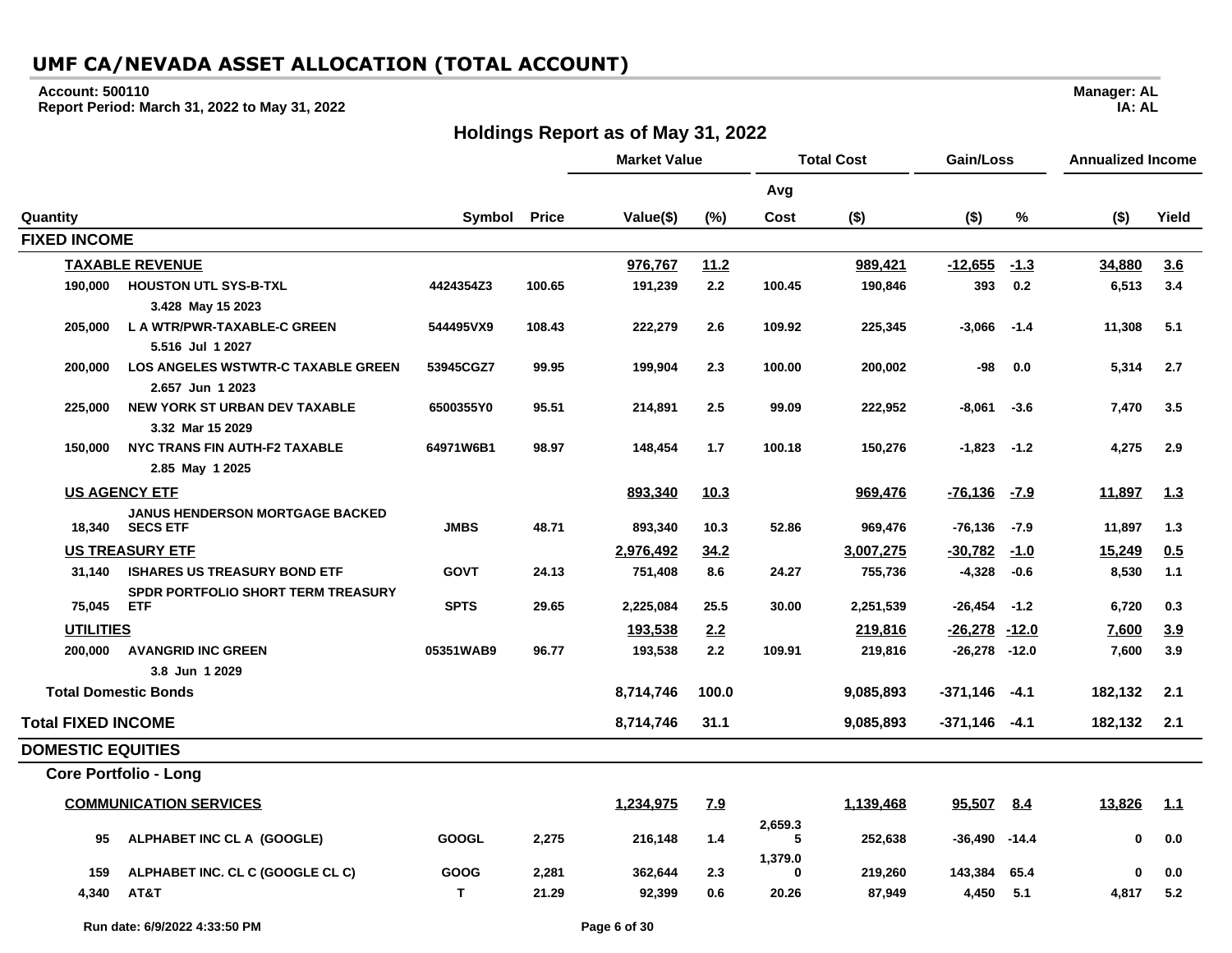# UMF CA/NEVADA ASSET ALLOCATION (TOTAL ACCOUNT)

**Account: 500110**
**Report Period: March 31, 2022 to May 31, 2022**

**Manager: AL**
**IA: AL**

## Holdings Report as of May 31, 2022

| Quantity | | Symbol | Price | Market Value Value($) | Market Value (%) | Total Cost Avg Cost | Total Cost ($) | Gain/Loss ($) | Gain/Loss % | Annualized Income ($) | Annualized Income Yield |
|---|---|---|---|---|---|---|---|---|---|---|---|
| **FIXED INCOME** | | | | | | | | | | | |
| **TAXABLE REVENUE** | | | | **976,767** | **11.2** | | **989,421** | **-12,655** | **-1.3** | **34,880** | **3.6** |
| 190,000 | HOUSTON UTL SYS-B-TXL 3.428 May 15 2023 | 4424354Z3 | 100.65 | 191,239 | 2.2 | 100.45 | 190,846 | 393 | 0.2 | 6,513 | 3.4 |
| 205,000 | L A WTR/PWR-TAXABLE-C GREEN 5.516 Jul 1 2027 | 544495VX9 | 108.43 | 222,279 | 2.6 | 109.92 | 225,345 | -3,066 | -1.4 | 11,308 | 5.1 |
| 200,000 | LOS ANGELES WSTWTR-C TAXABLE GREEN 2.657 Jun 1 2023 | 53945CGZ7 | 99.95 | 199,904 | 2.3 | 100.00 | 200,002 | -98 | 0.0 | 5,314 | 2.7 |
| 225,000 | NEW YORK ST URBAN DEV TAXABLE 3.32 Mar 15 2029 | 6500355Y0 | 95.51 | 214,891 | 2.5 | 99.09 | 222,952 | -8,061 | -3.6 | 7,470 | 3.5 |
| 150,000 | NYC TRANS FIN AUTH-F2 TAXABLE 2.85 May 1 2025 | 64971W6B1 | 98.97 | 148,454 | 1.7 | 100.18 | 150,276 | -1,823 | -1.2 | 4,275 | 2.9 |
| **US AGENCY ETF** | | | | **893,340** | **10.3** | | **969,476** | **-76,136** | **-7.9** | **11,897** | **1.3** |
| 18,340 | JANUS HENDERSON MORTGAGE BACKED SECS ETF | JMBS | 48.71 | 893,340 | 10.3 | 52.86 | 969,476 | -76,136 | -7.9 | 11,897 | 1.3 |
| **US TREASURY ETF** | | | | **2,976,492** | **34.2** | | **3,007,275** | **-30,782** | **-1.0** | **15,249** | **0.5** |
| 31,140 | ISHARES US TREASURY BOND ETF | GOVT | 24.13 | 751,408 | 8.6 | 24.27 | 755,736 | -4,328 | -0.6 | 8,530 | 1.1 |
| 75,045 | SPDR PORTFOLIO SHORT TERM TREASURY ETF | SPTS | 29.65 | 2,225,084 | 25.5 | 30.00 | 2,251,539 | -26,454 | -1.2 | 6,720 | 0.3 |
| **UTILITIES** | | | | **193,538** | **2.2** | | **219,816** | **-26,278** | **-12.0** | **7,600** | **3.9** |
| 200,000 | AVANGRID INC GREEN 3.8 Jun 1 2029 | 05351WAB9 | 96.77 | 193,538 | 2.2 | 109.91 | 219,816 | -26,278 | -12.0 | 7,600 | 3.9 |
| **Total Domestic Bonds** | | | | **8,714,746** | **100.0** | | **9,085,893** | **-371,146** | **-4.1** | **182,132** | **2.1** |
| **Total FIXED INCOME** | | | | **8,714,746** | **31.1** | | **9,085,893** | **-371,146** | **-4.1** | **182,132** | **2.1** |
| **DOMESTIC EQUITIES** | | | | | | | | | | | |
| **Core Portfolio - Long** | | | | | | | | | | | |
| **COMMUNICATION SERVICES** | | | | **1,234,975** | **7.9** | | **1,139,468** | **95,507** | **8.4** | **13,826** | **1.1** |
| 95 | ALPHABET INC CL A (GOOGLE) | GOOGL | 2,275 | 216,148 | 1.4 | 2,659.35 | 252,638 | -36,490 | -14.4 | 0 | 0.0 |
| 159 | ALPHABET INC. CL C (GOOGLE CL C) | GOOG | 2,281 | 362,644 | 2.3 | 1,379.00 | 219,260 | 143,384 | 65.4 | 0 | 0.0 |
| 4,340 | AT&T | T | 21.29 | 92,399 | 0.6 | 20.26 | 87,949 | 4,450 | 5.1 | 4,817 | 5.2 |

Run date: 6/9/2022 4:33:50 PM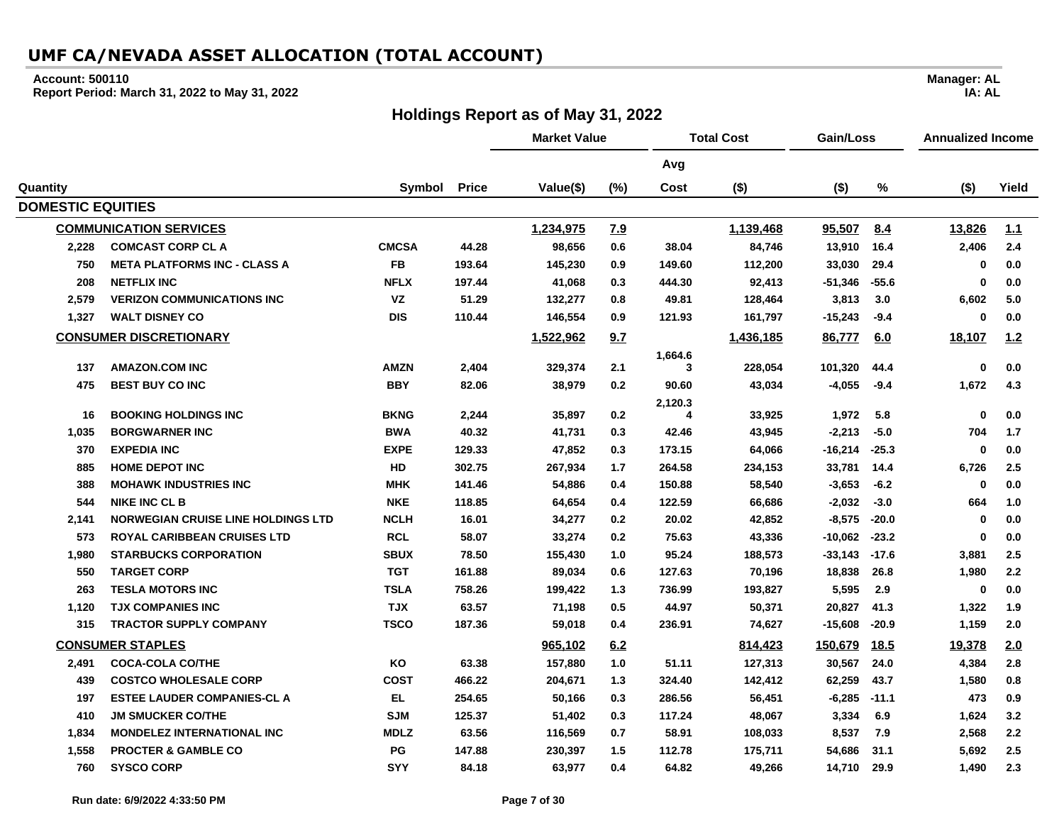# UMF CA/NEVADA ASSET ALLOCATION (TOTAL ACCOUNT)

**Account: 500110**
**Report Period: March 31, 2022 to May 31, 2022**

**Manager: AL**
**IA: AL**

## Holdings Report as of May 31, 2022

| Quantity | | Symbol | Price | Market Value Value($) | Market Value (%) | Total Cost Avg Cost | Total Cost ($) | Gain/Loss ($) | Gain/Loss % | Annualized Income ($) | Annualized Income Yield |
|---|---|---|---|---|---|---|---|---|---|---|---|
| **DOMESTIC EQUITIES** | | | | | | | | | | | |
| | **COMMUNICATION SERVICES** | | | **1,234,975** | **7.9** | | **1,139,468** | **95,507** | **8.4** | **13,826** | **1.1** |
| 2,228 | COMCAST CORP CL A | CMCSA | 44.28 | 98,656 | 0.6 | 38.04 | 84,746 | 13,910 | 16.4 | 2,406 | 2.4 |
| 750 | META PLATFORMS INC - CLASS A | FB | 193.64 | 145,230 | 0.9 | 149.60 | 112,200 | 33,030 | 29.4 | 0 | 0.0 |
| 208 | NETFLIX INC | NFLX | 197.44 | 41,068 | 0.3 | 444.30 | 92,413 | -51,346 | -55.6 | 0 | 0.0 |
| 2,579 | VERIZON COMMUNICATIONS INC | VZ | 51.29 | 132,277 | 0.8 | 49.81 | 128,464 | 3,813 | 3.0 | 6,602 | 5.0 |
| 1,327 | WALT DISNEY CO | DIS | 110.44 | 146,554 | 0.9 | 121.93 | 161,797 | -15,243 | -9.4 | 0 | 0.0 |
| | **CONSUMER DISCRETIONARY** | | | **1,522,962** | **9.7** | | **1,436,185** | **86,777** | **6.0** | **18,107** | **1.2** |
| 137 | AMAZON.COM INC | AMZN | 2,404 | 329,374 | 2.1 | 1,664.63 | 228,054 | 101,320 | 44.4 | 0 | 0.0 |
| 475 | BEST BUY CO INC | BBY | 82.06 | 38,979 | 0.2 | 90.60 | 43,034 | -4,055 | -9.4 | 1,672 | 4.3 |
| 16 | BOOKING HOLDINGS INC | BKNG | 2,244 | 35,897 | 0.2 | 2,120.34 | 33,925 | 1,972 | 5.8 | 0 | 0.0 |
| 1,035 | BORGWARNER INC | BWA | 40.32 | 41,731 | 0.3 | 42.46 | 43,945 | -2,213 | -5.0 | 704 | 1.7 |
| 370 | EXPEDIA INC | EXPE | 129.33 | 47,852 | 0.3 | 173.15 | 64,066 | -16,214 | -25.3 | 0 | 0.0 |
| 885 | HOME DEPOT INC | HD | 302.75 | 267,934 | 1.7 | 264.58 | 234,153 | 33,781 | 14.4 | 6,726 | 2.5 |
| 388 | MOHAWK INDUSTRIES INC | MHK | 141.46 | 54,886 | 0.4 | 150.88 | 58,540 | -3,653 | -6.2 | 0 | 0.0 |
| 544 | NIKE INC CL B | NKE | 118.85 | 64,654 | 0.4 | 122.59 | 66,686 | -2,032 | -3.0 | 664 | 1.0 |
| 2,141 | NORWEGIAN CRUISE LINE HOLDINGS LTD | NCLH | 16.01 | 34,277 | 0.2 | 20.02 | 42,852 | -8,575 | -20.0 | 0 | 0.0 |
| 573 | ROYAL CARIBBEAN CRUISES LTD | RCL | 58.07 | 33,274 | 0.2 | 75.63 | 43,336 | -10,062 | -23.2 | 0 | 0.0 |
| 1,980 | STARBUCKS CORPORATION | SBUX | 78.50 | 155,430 | 1.0 | 95.24 | 188,573 | -33,143 | -17.6 | 3,881 | 2.5 |
| 550 | TARGET CORP | TGT | 161.88 | 89,034 | 0.6 | 127.63 | 70,196 | 18,838 | 26.8 | 1,980 | 2.2 |
| 263 | TESLA MOTORS INC | TSLA | 758.26 | 199,422 | 1.3 | 736.99 | 193,827 | 5,595 | 2.9 | 0 | 0.0 |
| 1,120 | TJX COMPANIES INC | TJX | 63.57 | 71,198 | 0.5 | 44.97 | 50,371 | 20,827 | 41.3 | 1,322 | 1.9 |
| 315 | TRACTOR SUPPLY COMPANY | TSCO | 187.36 | 59,018 | 0.4 | 236.91 | 74,627 | -15,608 | -20.9 | 1,159 | 2.0 |
| | **CONSUMER STAPLES** | | | **965,102** | **6.2** | | **814,423** | **150,679** | **18.5** | **19,378** | **2.0** |
| 2,491 | COCA-COLA CO/THE | KO | 63.38 | 157,880 | 1.0 | 51.11 | 127,313 | 30,567 | 24.0 | 4,384 | 2.8 |
| 439 | COSTCO WHOLESALE CORP | COST | 466.22 | 204,671 | 1.3 | 324.40 | 142,412 | 62,259 | 43.7 | 1,580 | 0.8 |
| 197 | ESTEE LAUDER COMPANIES-CL A | EL | 254.65 | 50,166 | 0.3 | 286.56 | 56,451 | -6,285 | -11.1 | 473 | 0.9 |
| 410 | JM SMUCKER CO/THE | SJM | 125.37 | 51,402 | 0.3 | 117.24 | 48,067 | 3,334 | 6.9 | 1,624 | 3.2 |
| 1,834 | MONDELEZ INTERNATIONAL INC | MDLZ | 63.56 | 116,569 | 0.7 | 58.91 | 108,033 | 8,537 | 7.9 | 2,568 | 2.2 |
| 1,558 | PROCTER & GAMBLE CO | PG | 147.88 | 230,397 | 1.5 | 112.78 | 175,711 | 54,686 | 31.1 | 5,692 | 2.5 |
| 760 | SYSCO CORP | SYY | 84.18 | 63,977 | 0.4 | 64.82 | 49,266 | 14,710 | 29.9 | 1,490 | 2.3 |

Run date: 6/9/2022 4:33:50 PM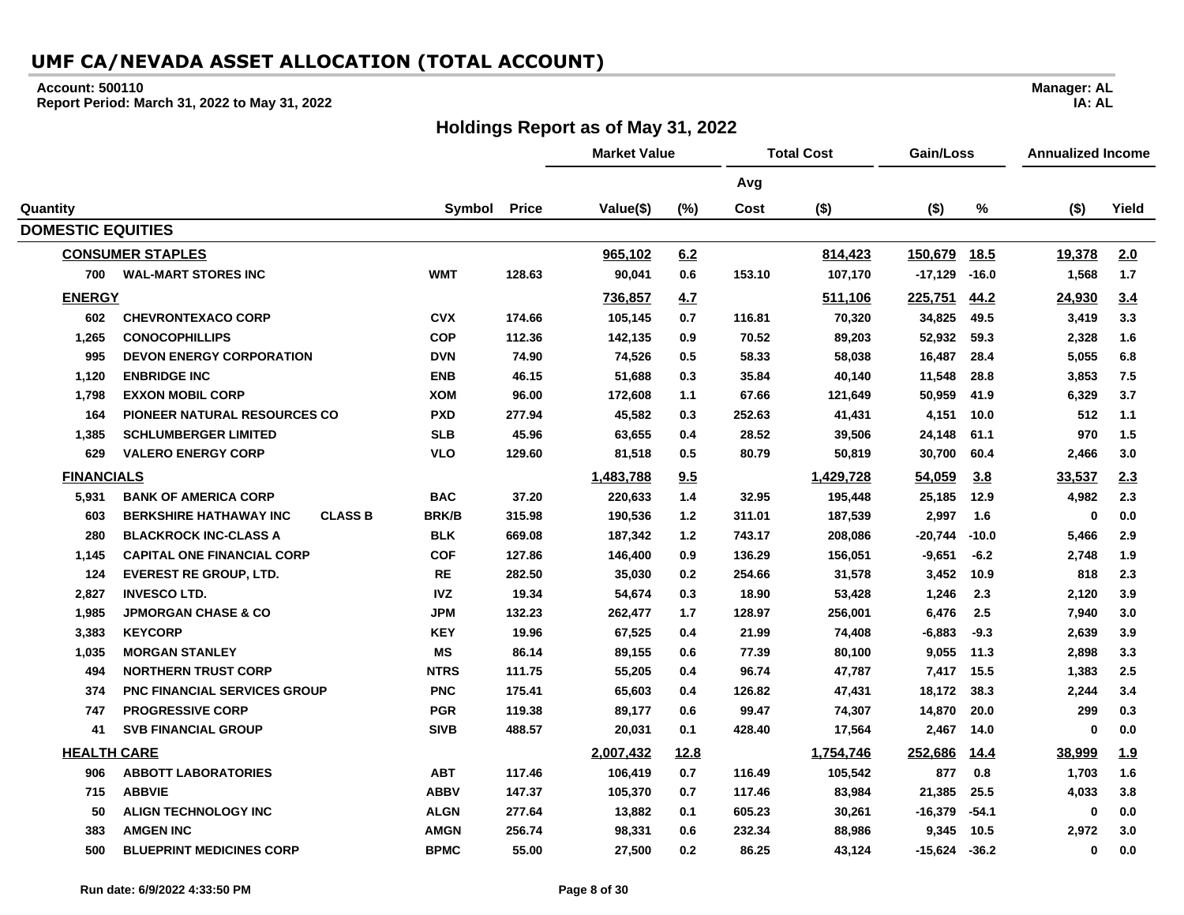# UMF CA/NEVADA ASSET ALLOCATION (TOTAL ACCOUNT)

**Account: 500110**
**Report Period: March 31, 2022 to May 31, 2022**

**Manager: AL**
**IA: AL**

## Holdings Report as of May 31, 2022

| Quantity | | Symbol | Price | Market Value Value($) | (%) | Total Cost Avg Cost | ($) | Gain/Loss ($) | % | Annualized Income ($) | Yield |
|---|---|---|---|---|---|---|---|---|---|---|---|
| **DOMESTIC EQUITIES** | | | | | | | | | | | |
| **CONSUMER STAPLES** | | | | 965,102 | 6.2 | | 814,423 | 150,679 | 18.5 | 19,378 | 2.0 |
| 700 | WAL-MART STORES INC | WMT | 128.63 | 90,041 | 0.6 | 153.10 | 107,170 | -17,129 | -16.0 | 1,568 | 1.7 |
| **ENERGY** | | | | 736,857 | 4.7 | | 511,106 | 225,751 | 44.2 | 24,930 | 3.4 |
| 602 | CHEVRONTEXACO CORP | CVX | 174.66 | 105,145 | 0.7 | 116.81 | 70,320 | 34,825 | 49.5 | 3,419 | 3.3 |
| 1,265 | CONOCOPHILLIPS | COP | 112.36 | 142,135 | 0.9 | 70.52 | 89,203 | 52,932 | 59.3 | 2,328 | 1.6 |
| 995 | DEVON ENERGY CORPORATION | DVN | 74.90 | 74,526 | 0.5 | 58.33 | 58,038 | 16,487 | 28.4 | 5,055 | 6.8 |
| 1,120 | ENBRIDGE INC | ENB | 46.15 | 51,688 | 0.3 | 35.84 | 40,140 | 11,548 | 28.8 | 3,853 | 7.5 |
| 1,798 | EXXON MOBIL CORP | XOM | 96.00 | 172,608 | 1.1 | 67.66 | 121,649 | 50,959 | 41.9 | 6,329 | 3.7 |
| 164 | PIONEER NATURAL RESOURCES CO | PXD | 277.94 | 45,582 | 0.3 | 252.63 | 41,431 | 4,151 | 10.0 | 512 | 1.1 |
| 1,385 | SCHLUMBERGER LIMITED | SLB | 45.96 | 63,655 | 0.4 | 28.52 | 39,506 | 24,148 | 61.1 | 970 | 1.5 |
| 629 | VALERO ENERGY CORP | VLO | 129.60 | 81,518 | 0.5 | 80.79 | 50,819 | 30,700 | 60.4 | 2,466 | 3.0 |
| **FINANCIALS** | | | | 1,483,788 | 9.5 | | 1,429,728 | 54,059 | 3.8 | 33,537 | 2.3 |
| 5,931 | BANK OF AMERICA CORP | BAC | 37.20 | 220,633 | 1.4 | 32.95 | 195,448 | 25,185 | 12.9 | 4,982 | 2.3 |
| 603 | BERKSHIRE HATHAWAY INC CLASS B | BRK/B | 315.98 | 190,536 | 1.2 | 311.01 | 187,539 | 2,997 | 1.6 | 0 | 0.0 |
| 280 | BLACKROCK INC-CLASS A | BLK | 669.08 | 187,342 | 1.2 | 743.17 | 208,086 | -20,744 | -10.0 | 5,466 | 2.9 |
| 1,145 | CAPITAL ONE FINANCIAL CORP | COF | 127.86 | 146,400 | 0.9 | 136.29 | 156,051 | -9,651 | -6.2 | 2,748 | 1.9 |
| 124 | EVEREST RE GROUP, LTD. | RE | 282.50 | 35,030 | 0.2 | 254.66 | 31,578 | 3,452 | 10.9 | 818 | 2.3 |
| 2,827 | INVESCO LTD. | IVZ | 19.34 | 54,674 | 0.3 | 18.90 | 53,428 | 1,246 | 2.3 | 2,120 | 3.9 |
| 1,985 | JPMORGAN CHASE & CO | JPM | 132.23 | 262,477 | 1.7 | 128.97 | 256,001 | 6,476 | 2.5 | 7,940 | 3.0 |
| 3,383 | KEYCORP | KEY | 19.96 | 67,525 | 0.4 | 21.99 | 74,408 | -6,883 | -9.3 | 2,639 | 3.9 |
| 1,035 | MORGAN STANLEY | MS | 86.14 | 89,155 | 0.6 | 77.39 | 80,100 | 9,055 | 11.3 | 2,898 | 3.3 |
| 494 | NORTHERN TRUST CORP | NTRS | 111.75 | 55,205 | 0.4 | 96.74 | 47,787 | 7,417 | 15.5 | 1,383 | 2.5 |
| 374 | PNC FINANCIAL SERVICES GROUP | PNC | 175.41 | 65,603 | 0.4 | 126.82 | 47,431 | 18,172 | 38.3 | 2,244 | 3.4 |
| 747 | PROGRESSIVE CORP | PGR | 119.38 | 89,177 | 0.6 | 99.47 | 74,307 | 14,870 | 20.0 | 299 | 0.3 |
| 41 | SVB FINANCIAL GROUP | SIVB | 488.57 | 20,031 | 0.1 | 428.40 | 17,564 | 2,467 | 14.0 | 0 | 0.0 |
| **HEALTH CARE** | | | | 2,007,432 | 12.8 | | 1,754,746 | 252,686 | 14.4 | 38,999 | 1.9 |
| 906 | ABBOTT LABORATORIES | ABT | 117.46 | 106,419 | 0.7 | 116.49 | 105,542 | 877 | 0.8 | 1,703 | 1.6 |
| 715 | ABBVIE | ABBV | 147.37 | 105,370 | 0.7 | 117.46 | 83,984 | 21,385 | 25.5 | 4,033 | 3.8 |
| 50 | ALIGN TECHNOLOGY INC | ALGN | 277.64 | 13,882 | 0.1 | 605.23 | 30,261 | -16,379 | -54.1 | 0 | 0.0 |
| 383 | AMGEN INC | AMGN | 256.74 | 98,331 | 0.6 | 232.34 | 88,986 | 9,345 | 10.5 | 2,972 | 3.0 |
| 500 | BLUEPRINT MEDICINES CORP | BPMC | 55.00 | 27,500 | 0.2 | 86.25 | 43,124 | -15,624 | -36.2 | 0 | 0.0 |

Run date: 6/9/2022 4:33:50 PM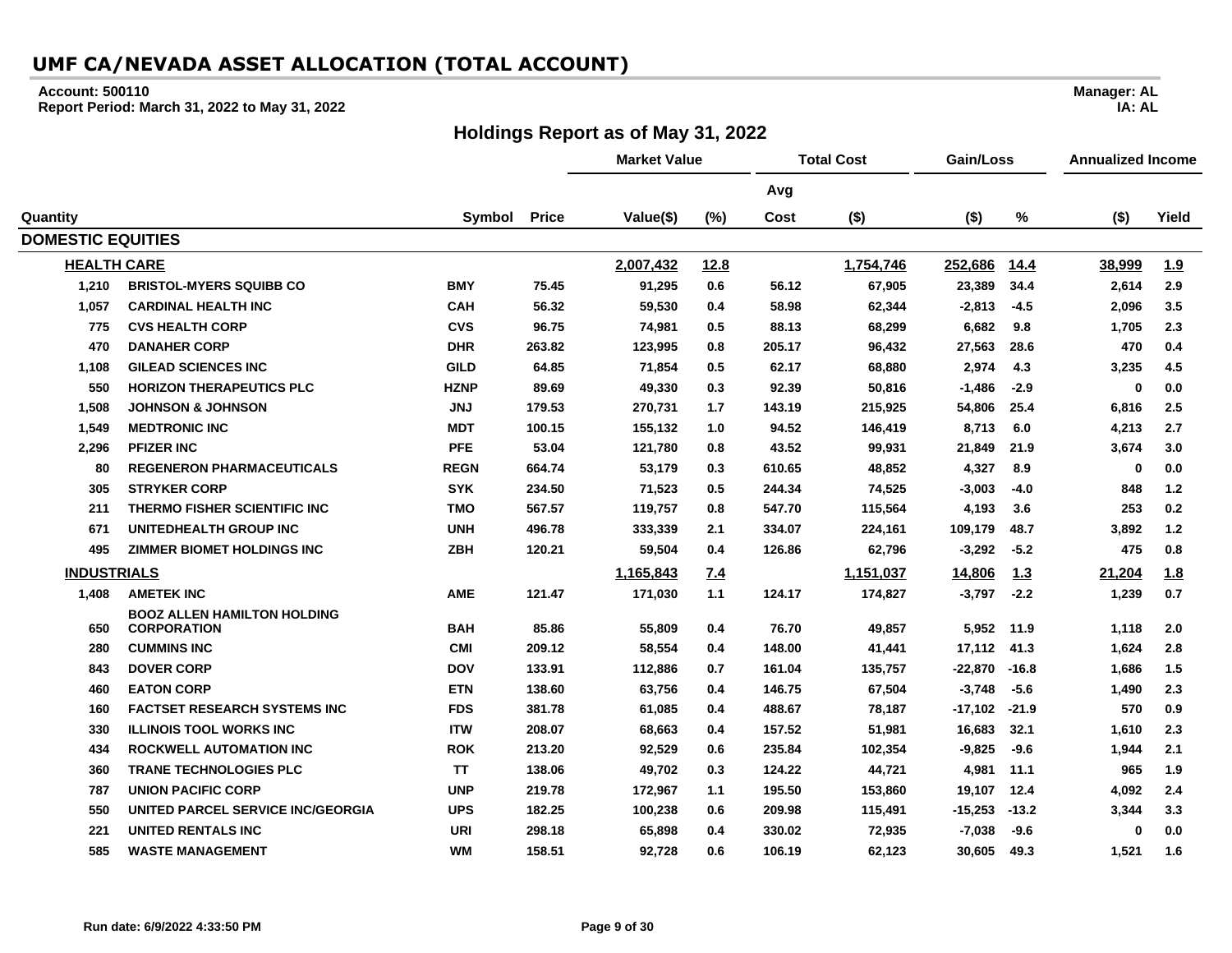# UMF CA/NEVADA ASSET ALLOCATION (TOTAL ACCOUNT)

**Account: 500110**
**Report Period: March 31, 2022 to May 31, 2022**

**Manager: AL**
**IA: AL**

## Holdings Report as of May 31, 2022

| | | | | Market Value | | Total Cost | | Gain/Loss | | Annualized Income | |
|---|---|---|---|---|---|---|---|---|---|---|---|
| | | | | | | Avg | | | | | |
| Quantity | | Symbol | Price | Value($) | (%) | Cost | ($) | ($) | % | ($) | Yield |
| **DOMESTIC EQUITIES** | | | | | | | | | | | |
| **HEALTH CARE** | | | | **2,007,432** | **12.8** | | **1,754,746** | **252,686** | **14.4** | **38,999** | **1.9** |
| 1,210 | BRISTOL-MYERS SQUIBB CO | BMY | 75.45 | 91,295 | 0.6 | 56.12 | 67,905 | 23,389 | 34.4 | 2,614 | 2.9 |
| 1,057 | CARDINAL HEALTH INC | CAH | 56.32 | 59,530 | 0.4 | 58.98 | 62,344 | -2,813 | -4.5 | 2,096 | 3.5 |
| 775 | CVS HEALTH CORP | CVS | 96.75 | 74,981 | 0.5 | 88.13 | 68,299 | 6,682 | 9.8 | 1,705 | 2.3 |
| 470 | DANAHER CORP | DHR | 263.82 | 123,995 | 0.8 | 205.17 | 96,432 | 27,563 | 28.6 | 470 | 0.4 |
| 1,108 | GILEAD SCIENCES INC | GILD | 64.85 | 71,854 | 0.5 | 62.17 | 68,880 | 2,974 | 4.3 | 3,235 | 4.5 |
| 550 | HORIZON THERAPEUTICS PLC | HZNP | 89.69 | 49,330 | 0.3 | 92.39 | 50,816 | -1,486 | -2.9 | 0 | 0.0 |
| 1,508 | JOHNSON & JOHNSON | JNJ | 179.53 | 270,731 | 1.7 | 143.19 | 215,925 | 54,806 | 25.4 | 6,816 | 2.5 |
| 1,549 | MEDTRONIC INC | MDT | 100.15 | 155,132 | 1.0 | 94.52 | 146,419 | 8,713 | 6.0 | 4,213 | 2.7 |
| 2,296 | PFIZER INC | PFE | 53.04 | 121,780 | 0.8 | 43.52 | 99,931 | 21,849 | 21.9 | 3,674 | 3.0 |
| 80 | REGENERON PHARMACEUTICALS | REGN | 664.74 | 53,179 | 0.3 | 610.65 | 48,852 | 4,327 | 8.9 | 0 | 0.0 |
| 305 | STRYKER CORP | SYK | 234.50 | 71,523 | 0.5 | 244.34 | 74,525 | -3,003 | -4.0 | 848 | 1.2 |
| 211 | THERMO FISHER SCIENTIFIC INC | TMO | 567.57 | 119,757 | 0.8 | 547.70 | 115,564 | 4,193 | 3.6 | 253 | 0.2 |
| 671 | UNITEDHEALTH GROUP INC | UNH | 496.78 | 333,339 | 2.1 | 334.07 | 224,161 | 109,179 | 48.7 | 3,892 | 1.2 |
| 495 | ZIMMER BIOMET HOLDINGS INC | ZBH | 120.21 | 59,504 | 0.4 | 126.86 | 62,796 | -3,292 | -5.2 | 475 | 0.8 |
| **INDUSTRIALS** | | | | **1,165,843** | **7.4** | | **1,151,037** | **14,806** | **1.3** | **21,204** | **1.8** |
| 1,408 | AMETEK INC | AME | 121.47 | 171,030 | 1.1 | 124.17 | 174,827 | -3,797 | -2.2 | 1,239 | 0.7 |
| 650 | BOOZ ALLEN HAMILTON HOLDING CORPORATION | BAH | 85.86 | 55,809 | 0.4 | 76.70 | 49,857 | 5,952 | 11.9 | 1,118 | 2.0 |
| 280 | CUMMINS INC | CMI | 209.12 | 58,554 | 0.4 | 148.00 | 41,441 | 17,112 | 41.3 | 1,624 | 2.8 |
| 843 | DOVER CORP | DOV | 133.91 | 112,886 | 0.7 | 161.04 | 135,757 | -22,870 | -16.8 | 1,686 | 1.5 |
| 460 | EATON CORP | ETN | 138.60 | 63,756 | 0.4 | 146.75 | 67,504 | -3,748 | -5.6 | 1,490 | 2.3 |
| 160 | FACTSET RESEARCH SYSTEMS INC | FDS | 381.78 | 61,085 | 0.4 | 488.67 | 78,187 | -17,102 | -21.9 | 570 | 0.9 |
| 330 | ILLINOIS TOOL WORKS INC | ITW | 208.07 | 68,663 | 0.4 | 157.52 | 51,981 | 16,683 | 32.1 | 1,610 | 2.3 |
| 434 | ROCKWELL AUTOMATION INC | ROK | 213.20 | 92,529 | 0.6 | 235.84 | 102,354 | -9,825 | -9.6 | 1,944 | 2.1 |
| 360 | TRANE TECHNOLOGIES PLC | TT | 138.06 | 49,702 | 0.3 | 124.22 | 44,721 | 4,981 | 11.1 | 965 | 1.9 |
| 787 | UNION PACIFIC CORP | UNP | 219.78 | 172,967 | 1.1 | 195.50 | 153,860 | 19,107 | 12.4 | 4,092 | 2.4 |
| 550 | UNITED PARCEL SERVICE INC/GEORGIA | UPS | 182.25 | 100,238 | 0.6 | 209.98 | 115,491 | -15,253 | -13.2 | 3,344 | 3.3 |
| 221 | UNITED RENTALS INC | URI | 298.18 | 65,898 | 0.4 | 330.02 | 72,935 | -7,038 | -9.6 | 0 | 0.0 |
| 585 | WASTE MANAGEMENT | WM | 158.51 | 92,728 | 0.6 | 106.19 | 62,123 | 30,605 | 49.3 | 1,521 | 1.6 |

Run date: 6/9/2022 4:33:50 PM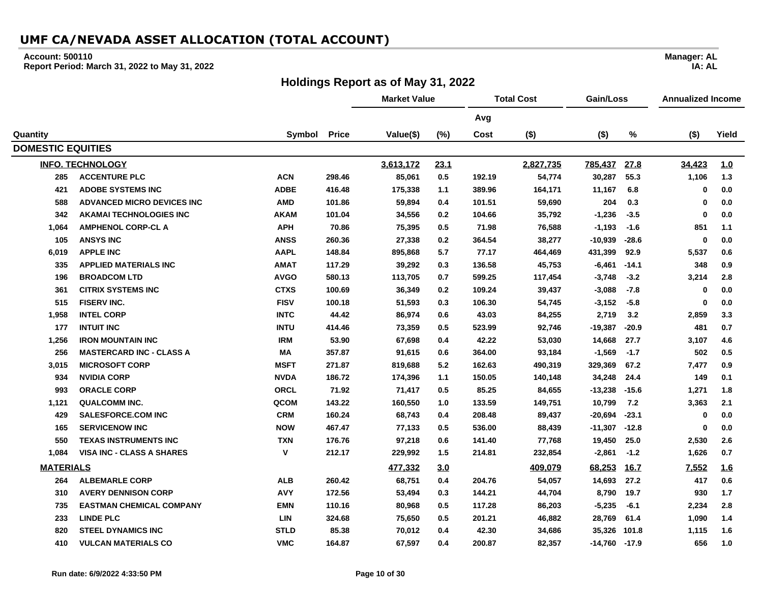# UMF CA/NEVADA ASSET ALLOCATION (TOTAL ACCOUNT)

**Account: 500110**
**Report Period: March 31, 2022 to May 31, 2022**

**Manager: AL**
**IA: AL**

## Holdings Report as of May 31, 2022

| | | | | Market Value | | Total Cost | | Gain/Loss | | Annualized Income | |
|---|---|---|---|---|---|---|---|---|---|---|---|
| | | | | | | Avg | | | | | |
| Quantity | | Symbol | Price | Value($) | (%) | Cost | ($) | ($) | % | ($) | Yield |
| **DOMESTIC EQUITIES** | | | | | | | | | | | |
| **INFO. TECHNOLOGY** | | | | **3,613,172** | **23.1** | | **2,827,735** | **785,437** | **27.8** | **34,423** | **1.0** |
| 285 | ACCENTURE PLC | ACN | 298.46 | 85,061 | 0.5 | 192.19 | 54,774 | 30,287 | 55.3 | 1,106 | 1.3 |
| 421 | ADOBE SYSTEMS INC | ADBE | 416.48 | 175,338 | 1.1 | 389.96 | 164,171 | 11,167 | 6.8 | 0 | 0.0 |
| 588 | ADVANCED MICRO DEVICES INC | AMD | 101.86 | 59,894 | 0.4 | 101.51 | 59,690 | 204 | 0.3 | 0 | 0.0 |
| 342 | AKAMAI TECHNOLOGIES INC | AKAM | 101.04 | 34,556 | 0.2 | 104.66 | 35,792 | -1,236 | -3.5 | 0 | 0.0 |
| 1,064 | AMPHENOL CORP-CL A | APH | 70.86 | 75,395 | 0.5 | 71.98 | 76,588 | -1,193 | -1.6 | 851 | 1.1 |
| 105 | ANSYS INC | ANSS | 260.36 | 27,338 | 0.2 | 364.54 | 38,277 | -10,939 | -28.6 | 0 | 0.0 |
| 6,019 | APPLE INC | AAPL | 148.84 | 895,868 | 5.7 | 77.17 | 464,469 | 431,399 | 92.9 | 5,537 | 0.6 |
| 335 | APPLIED MATERIALS INC | AMAT | 117.29 | 39,292 | 0.3 | 136.58 | 45,753 | -6,461 | -14.1 | 348 | 0.9 |
| 196 | BROADCOM LTD | AVGO | 580.13 | 113,705 | 0.7 | 599.25 | 117,454 | -3,748 | -3.2 | 3,214 | 2.8 |
| 361 | CITRIX SYSTEMS INC | CTXS | 100.69 | 36,349 | 0.2 | 109.24 | 39,437 | -3,088 | -7.8 | 0 | 0.0 |
| 515 | FISERV INC. | FISV | 100.18 | 51,593 | 0.3 | 106.30 | 54,745 | -3,152 | -5.8 | 0 | 0.0 |
| 1,958 | INTEL CORP | INTC | 44.42 | 86,974 | 0.6 | 43.03 | 84,255 | 2,719 | 3.2 | 2,859 | 3.3 |
| 177 | INTUIT INC | INTU | 414.46 | 73,359 | 0.5 | 523.99 | 92,746 | -19,387 | -20.9 | 481 | 0.7 |
| 1,256 | IRON MOUNTAIN INC | IRM | 53.90 | 67,698 | 0.4 | 42.22 | 53,030 | 14,668 | 27.7 | 3,107 | 4.6 |
| 256 | MASTERCARD INC - CLASS A | MA | 357.87 | 91,615 | 0.6 | 364.00 | 93,184 | -1,569 | -1.7 | 502 | 0.5 |
| 3,015 | MICROSOFT CORP | MSFT | 271.87 | 819,688 | 5.2 | 162.63 | 490,319 | 329,369 | 67.2 | 7,477 | 0.9 |
| 934 | NVIDIA CORP | NVDA | 186.72 | 174,396 | 1.1 | 150.05 | 140,148 | 34,248 | 24.4 | 149 | 0.1 |
| 993 | ORACLE CORP | ORCL | 71.92 | 71,417 | 0.5 | 85.25 | 84,655 | -13,238 | -15.6 | 1,271 | 1.8 |
| 1,121 | QUALCOMM INC. | QCOM | 143.22 | 160,550 | 1.0 | 133.59 | 149,751 | 10,799 | 7.2 | 3,363 | 2.1 |
| 429 | SALESFORCE.COM INC | CRM | 160.24 | 68,743 | 0.4 | 208.48 | 89,437 | -20,694 | -23.1 | 0 | 0.0 |
| 165 | SERVICENOW INC | NOW | 467.47 | 77,133 | 0.5 | 536.00 | 88,439 | -11,307 | -12.8 | 0 | 0.0 |
| 550 | TEXAS INSTRUMENTS INC | TXN | 176.76 | 97,218 | 0.6 | 141.40 | 77,768 | 19,450 | 25.0 | 2,530 | 2.6 |
| 1,084 | VISA INC - CLASS A SHARES | V | 212.17 | 229,992 | 1.5 | 214.81 | 232,854 | -2,861 | -1.2 | 1,626 | 0.7 |
| **MATERIALS** | | | | **477,332** | **3.0** | | **409,079** | **68,253** | **16.7** | **7,552** | **1.6** |
| 264 | ALBEMARLE CORP | ALB | 260.42 | 68,751 | 0.4 | 204.76 | 54,057 | 14,693 | 27.2 | 417 | 0.6 |
| 310 | AVERY DENNISON CORP | AVY | 172.56 | 53,494 | 0.3 | 144.21 | 44,704 | 8,790 | 19.7 | 930 | 1.7 |
| 735 | EASTMAN CHEMICAL COMPANY | EMN | 110.16 | 80,968 | 0.5 | 117.28 | 86,203 | -5,235 | -6.1 | 2,234 | 2.8 |
| 233 | LINDE PLC | LIN | 324.68 | 75,650 | 0.5 | 201.21 | 46,882 | 28,769 | 61.4 | 1,090 | 1.4 |
| 820 | STEEL DYNAMICS INC | STLD | 85.38 | 70,012 | 0.4 | 42.30 | 34,686 | 35,326 | 101.8 | 1,115 | 1.6 |
| 410 | VULCAN MATERIALS CO | VMC | 164.87 | 67,597 | 0.4 | 200.87 | 82,357 | -14,760 | -17.9 | 656 | 1.0 |

Run date: 6/9/2022 4:33:50 PM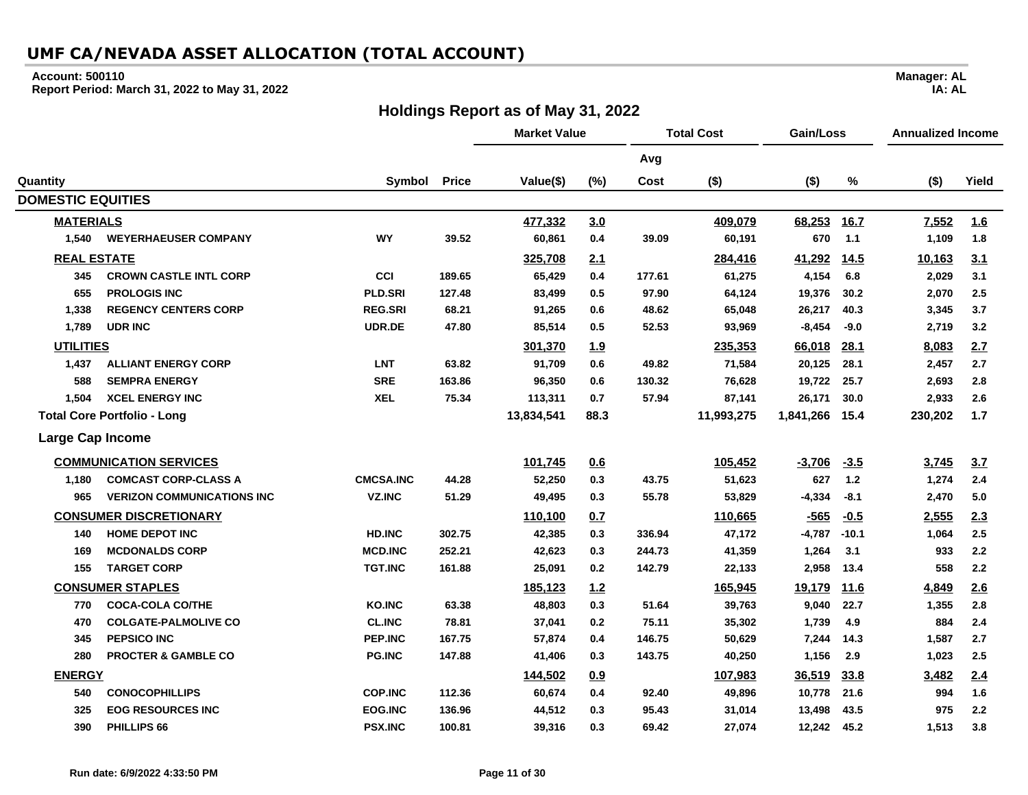# UMF CA/NEVADA ASSET ALLOCATION (TOTAL ACCOUNT)

**Account: 500110**
**Report Period: March 31, 2022 to May 31, 2022**

**Manager: AL**
**IA: AL**

## Holdings Report as of May 31, 2022

| Quantity | | Symbol | Price | Market Value Value($) | (%) | Total Cost Avg Cost | ($) | Gain/Loss ($) | % | Annualized Income ($) | Yield |
|---|---|---|---|---|---|---|---|---|---|---|---|
| **DOMESTIC EQUITIES** | | | | | | | | | | | |
| **MATERIALS** | | | | **477,332** | **3.0** | | **409,079** | **68,253** | **16.7** | **7,552** | **1.6** |
| 1,540 | WEYERHAEUSER COMPANY | WY | 39.52 | 60,861 | 0.4 | 39.09 | 60,191 | 670 | 1.1 | 1,109 | 1.8 |
| **REAL ESTATE** | | | | **325,708** | **2.1** | | **284,416** | **41,292** | **14.5** | **10,163** | **3.1** |
| 345 | CROWN CASTLE INTL CORP | CCI | 189.65 | 65,429 | 0.4 | 177.61 | 61,275 | 4,154 | 6.8 | 2,029 | 3.1 |
| 655 | PROLOGIS INC | PLD.SRI | 127.48 | 83,499 | 0.5 | 97.90 | 64,124 | 19,376 | 30.2 | 2,070 | 2.5 |
| 1,338 | REGENCY CENTERS CORP | REG.SRI | 68.21 | 91,265 | 0.6 | 48.62 | 65,048 | 26,217 | 40.3 | 3,345 | 3.7 |
| 1,789 | UDR INC | UDR.DE | 47.80 | 85,514 | 0.5 | 52.53 | 93,969 | -8,454 | -9.0 | 2,719 | 3.2 |
| **UTILITIES** | | | | **301,370** | **1.9** | | **235,353** | **66,018** | **28.1** | **8,083** | **2.7** |
| 1,437 | ALLIANT ENERGY CORP | LNT | 63.82 | 91,709 | 0.6 | 49.82 | 71,584 | 20,125 | 28.1 | 2,457 | 2.7 |
| 588 | SEMPRA ENERGY | SRE | 163.86 | 96,350 | 0.6 | 130.32 | 76,628 | 19,722 | 25.7 | 2,693 | 2.8 |
| 1,504 | XCEL ENERGY INC | XEL | 75.34 | 113,311 | 0.7 | 57.94 | 87,141 | 26,171 | 30.0 | 2,933 | 2.6 |
| **Total Core Portfolio - Long** | | | | **13,834,541** | **88.3** | | **11,993,275** | **1,841,266** | **15.4** | **230,202** | **1.7** |
| **Large Cap Income** | | | | | | | | | | | |
| **COMMUNICATION SERVICES** | | | | **101,745** | **0.6** | | **105,452** | **-3,706** | **-3.5** | **3,745** | **3.7** |
| 1,180 | COMCAST CORP-CLASS A | CMCSA.INC | 44.28 | 52,250 | 0.3 | 43.75 | 51,623 | 627 | 1.2 | 1,274 | 2.4 |
| 965 | VERIZON COMMUNICATIONS INC | VZ.INC | 51.29 | 49,495 | 0.3 | 55.78 | 53,829 | -4,334 | -8.1 | 2,470 | 5.0 |
| **CONSUMER DISCRETIONARY** | | | | **110,100** | **0.7** | | **110,665** | **-565** | **-0.5** | **2,555** | **2.3** |
| 140 | HOME DEPOT INC | HD.INC | 302.75 | 42,385 | 0.3 | 336.94 | 47,172 | -4,787 | -10.1 | 1,064 | 2.5 |
| 169 | MCDONALDS CORP | MCD.INC | 252.21 | 42,623 | 0.3 | 244.73 | 41,359 | 1,264 | 3.1 | 933 | 2.2 |
| 155 | TARGET CORP | TGT.INC | 161.88 | 25,091 | 0.2 | 142.79 | 22,133 | 2,958 | 13.4 | 558 | 2.2 |
| **CONSUMER STAPLES** | | | | **185,123** | **1.2** | | **165,945** | **19,179** | **11.6** | **4,849** | **2.6** |
| 770 | COCA-COLA CO/THE | KO.INC | 63.38 | 48,803 | 0.3 | 51.64 | 39,763 | 9,040 | 22.7 | 1,355 | 2.8 |
| 470 | COLGATE-PALMOLIVE CO | CL.INC | 78.81 | 37,041 | 0.2 | 75.11 | 35,302 | 1,739 | 4.9 | 884 | 2.4 |
| 345 | PEPSICO INC | PEP.INC | 167.75 | 57,874 | 0.4 | 146.75 | 50,629 | 7,244 | 14.3 | 1,587 | 2.7 |
| 280 | PROCTER & GAMBLE CO | PG.INC | 147.88 | 41,406 | 0.3 | 143.75 | 40,250 | 1,156 | 2.9 | 1,023 | 2.5 |
| **ENERGY** | | | | **144,502** | **0.9** | | **107,983** | **36,519** | **33.8** | **3,482** | **2.4** |
| 540 | CONOCOPHILLIPS | COP.INC | 112.36 | 60,674 | 0.4 | 92.40 | 49,896 | 10,778 | 21.6 | 994 | 1.6 |
| 325 | EOG RESOURCES INC | EOG.INC | 136.96 | 44,512 | 0.3 | 95.43 | 31,014 | 13,498 | 43.5 | 975 | 2.2 |
| 390 | PHILLIPS 66 | PSX.INC | 100.81 | 39,316 | 0.3 | 69.42 | 27,074 | 12,242 | 45.2 | 1,513 | 3.8 |

Run date: 6/9/2022 4:33:50 PM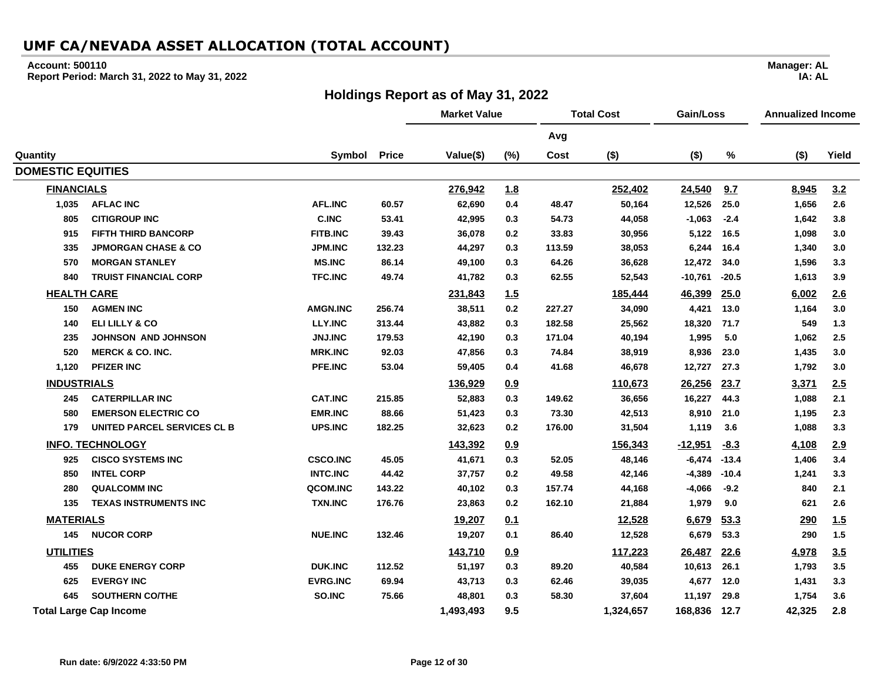# UMF CA/NEVADA ASSET ALLOCATION (TOTAL ACCOUNT)

**Account: 500110**
**Report Period: March 31, 2022 to May 31, 2022**

**Manager: AL**
**IA: AL**

## Holdings Report as of May 31, 2022

| | | | | Market Value | | Total Cost | | Gain/Loss | | Annualized Income | |
|---|---|---|---|---|---|---|---|---|---|---|---|
| | | | | | | Avg | | | | | |
| Quantity | | Symbol | Price | Value($) | (%) | Cost | ($) | ($) | % | ($) | Yield |
| **DOMESTIC EQUITIES** | | | | | | | | | | | |
| **FINANCIALS** | | | | 276,942 | 1.8 | | 252,402 | 24,540 | 9.7 | 8,945 | 3.2 |
| 1,035 | AFLAC INC | AFL.INC | 60.57 | 62,690 | 0.4 | 48.47 | 50,164 | 12,526 | 25.0 | 1,656 | 2.6 |
| 805 | CITIGROUP INC | C.INC | 53.41 | 42,995 | 0.3 | 54.73 | 44,058 | -1,063 | -2.4 | 1,642 | 3.8 |
| 915 | FIFTH THIRD BANCORP | FITB.INC | 39.43 | 36,078 | 0.2 | 33.83 | 30,956 | 5,122 | 16.5 | 1,098 | 3.0 |
| 335 | JPMORGAN CHASE & CO | JPM.INC | 132.23 | 44,297 | 0.3 | 113.59 | 38,053 | 6,244 | 16.4 | 1,340 | 3.0 |
| 570 | MORGAN STANLEY | MS.INC | 86.14 | 49,100 | 0.3 | 64.26 | 36,628 | 12,472 | 34.0 | 1,596 | 3.3 |
| 840 | TRUIST FINANCIAL CORP | TFC.INC | 49.74 | 41,782 | 0.3 | 62.55 | 52,543 | -10,761 | -20.5 | 1,613 | 3.9 |
| **HEALTH CARE** | | | | 231,843 | 1.5 | | 185,444 | 46,399 | 25.0 | 6,002 | 2.6 |
| 150 | AGMEN INC | AMGN.INC | 256.74 | 38,511 | 0.2 | 227.27 | 34,090 | 4,421 | 13.0 | 1,164 | 3.0 |
| 140 | ELI LILLY & CO | LLY.INC | 313.44 | 43,882 | 0.3 | 182.58 | 25,562 | 18,320 | 71.7 | 549 | 1.3 |
| 235 | JOHNSON AND JOHNSON | JNJ.INC | 179.53 | 42,190 | 0.3 | 171.04 | 40,194 | 1,995 | 5.0 | 1,062 | 2.5 |
| 520 | MERCK & CO. INC. | MRK.INC | 92.03 | 47,856 | 0.3 | 74.84 | 38,919 | 8,936 | 23.0 | 1,435 | 3.0 |
| 1,120 | PFIZER INC | PFE.INC | 53.04 | 59,405 | 0.4 | 41.68 | 46,678 | 12,727 | 27.3 | 1,792 | 3.0 |
| **INDUSTRIALS** | | | | 136,929 | 0.9 | | 110,673 | 26,256 | 23.7 | 3,371 | 2.5 |
| 245 | CATERPILLAR INC | CAT.INC | 215.85 | 52,883 | 0.3 | 149.62 | 36,656 | 16,227 | 44.3 | 1,088 | 2.1 |
| 580 | EMERSON ELECTRIC CO | EMR.INC | 88.66 | 51,423 | 0.3 | 73.30 | 42,513 | 8,910 | 21.0 | 1,195 | 2.3 |
| 179 | UNITED PARCEL SERVICES CL B | UPS.INC | 182.25 | 32,623 | 0.2 | 176.00 | 31,504 | 1,119 | 3.6 | 1,088 | 3.3 |
| **INFO. TECHNOLOGY** | | | | 143,392 | 0.9 | | 156,343 | -12,951 | -8.3 | 4,108 | 2.9 |
| 925 | CISCO SYSTEMS INC | CSCO.INC | 45.05 | 41,671 | 0.3 | 52.05 | 48,146 | -6,474 | -13.4 | 1,406 | 3.4 |
| 850 | INTEL CORP | INTC.INC | 44.42 | 37,757 | 0.2 | 49.58 | 42,146 | -4,389 | -10.4 | 1,241 | 3.3 |
| 280 | QUALCOMM INC | QCOM.INC | 143.22 | 40,102 | 0.3 | 157.74 | 44,168 | -4,066 | -9.2 | 840 | 2.1 |
| 135 | TEXAS INSTRUMENTS INC | TXN.INC | 176.76 | 23,863 | 0.2 | 162.10 | 21,884 | 1,979 | 9.0 | 621 | 2.6 |
| **MATERIALS** | | | | 19,207 | 0.1 | | 12,528 | 6,679 | 53.3 | 290 | 1.5 |
| 145 | NUCOR CORP | NUE.INC | 132.46 | 19,207 | 0.1 | 86.40 | 12,528 | 6,679 | 53.3 | 290 | 1.5 |
| **UTILITIES** | | | | 143,710 | 0.9 | | 117,223 | 26,487 | 22.6 | 4,978 | 3.5 |
| 455 | DUKE ENERGY CORP | DUK.INC | 112.52 | 51,197 | 0.3 | 89.20 | 40,584 | 10,613 | 26.1 | 1,793 | 3.5 |
| 625 | EVERGY INC | EVRG.INC | 69.94 | 43,713 | 0.3 | 62.46 | 39,035 | 4,677 | 12.0 | 1,431 | 3.3 |
| 645 | SOUTHERN CO/THE | SO.INC | 75.66 | 48,801 | 0.3 | 58.30 | 37,604 | 11,197 | 29.8 | 1,754 | 3.6 |
| **Total Large Cap Income** | | | | 1,493,493 | 9.5 | | 1,324,657 | 168,836 | 12.7 | 42,325 | 2.8 |

Run date: 6/9/2022 4:33:50 PM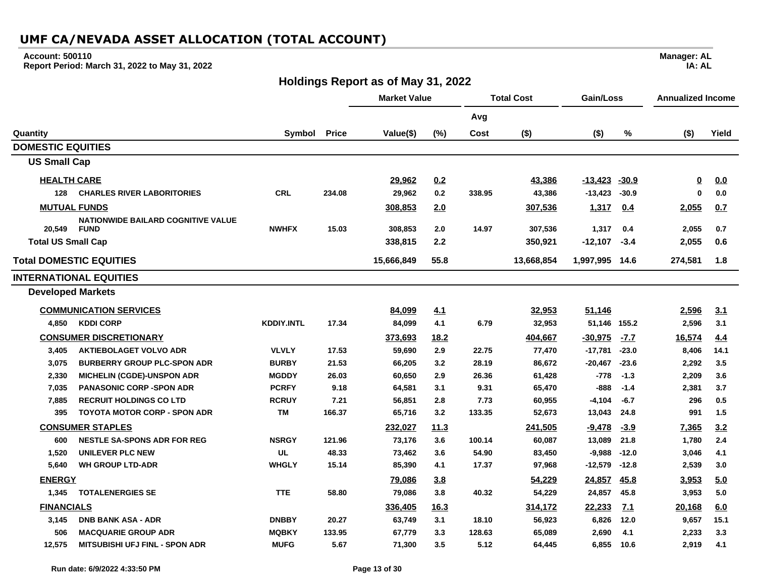# UMF CA/NEVADA ASSET ALLOCATION (TOTAL ACCOUNT)

**Account: 500110**
**Report Period: March 31, 2022 to May 31, 2022**

**Manager: AL**
**IA: AL**

## Holdings Report as of May 31, 2022

| | | | | Market Value | | Total Cost | | Gain/Loss | | Annualized Income | |
|---|---|---|---|---|---|---|---|---|---|---|---|
| | | | | | | Avg | | | | | |
| Quantity | | Symbol | Price | Value($) | (%) | Cost | ($) | ($) | % | ($) | Yield |
| **DOMESTIC EQUITIES** | | | | | | | | | | | |
| **US Small Cap** | | | | | | | | | | | |
| **HEALTH CARE** | | | | 29,962 | 0.2 | | 43,386 | -13,423 | -30.9 | 0 | 0.0 |
| 128 | CHARLES RIVER LABORITORIES | CRL | 234.08 | 29,962 | 0.2 | 338.95 | 43,386 | -13,423 | -30.9 | 0 | 0.0 |
| **MUTUAL FUNDS** | | | | 308,853 | 2.0 | | 307,536 | 1,317 | 0.4 | 2,055 | 0.7 |
| 20,549 | NATIONWIDE BAILARD COGNITIVE VALUE FUND | NWHFX | 15.03 | 308,853 | 2.0 | 14.97 | 307,536 | 1,317 | 0.4 | 2,055 | 0.7 |
| **Total US Small Cap** | | | | 338,815 | 2.2 | | 350,921 | -12,107 | -3.4 | 2,055 | 0.6 |
| **Total DOMESTIC EQUITIES** | | | | 15,666,849 | 55.8 | | 13,668,854 | 1,997,995 | 14.6 | 274,581 | 1.8 |
| **INTERNATIONAL EQUITIES** | | | | | | | | | | | |
| **Developed Markets** | | | | | | | | | | | |
| **COMMUNICATION SERVICES** | | | | 84,099 | 4.1 | | 32,953 | 51,146 | | 2,596 | 3.1 |
| 4,850 | KDDI CORP | KDDIY.INTL | 17.34 | 84,099 | 4.1 | 6.79 | 32,953 | 51,146 | 155.2 | 2,596 | 3.1 |
| **CONSUMER DISCRETIONARY** | | | | 373,693 | 18.2 | | 404,667 | -30,975 | -7.7 | 16,574 | 4.4 |
| 3,405 | AKTIEBOLAGET VOLVO ADR | VLVLY | 17.53 | 59,690 | 2.9 | 22.75 | 77,470 | -17,781 | -23.0 | 8,406 | 14.1 |
| 3,075 | BURBERRY GROUP PLC-SPON ADR | BURBY | 21.53 | 66,205 | 3.2 | 28.19 | 86,672 | -20,467 | -23.6 | 2,292 | 3.5 |
| 2,330 | MICHELIN (CGDE)-UNSPON ADR | MGDDY | 26.03 | 60,650 | 2.9 | 26.36 | 61,428 | -778 | -1.3 | 2,209 | 3.6 |
| 7,035 | PANASONIC CORP -SPON ADR | PCRFY | 9.18 | 64,581 | 3.1 | 9.31 | 65,470 | -888 | -1.4 | 2,381 | 3.7 |
| 7,885 | RECRUIT HOLDINGS CO LTD | RCRUY | 7.21 | 56,851 | 2.8 | 7.73 | 60,955 | -4,104 | -6.7 | 296 | 0.5 |
| 395 | TOYOTA MOTOR CORP - SPON ADR | TM | 166.37 | 65,716 | 3.2 | 133.35 | 52,673 | 13,043 | 24.8 | 991 | 1.5 |
| **CONSUMER STAPLES** | | | | 232,027 | 11.3 | | 241,505 | -9,478 | -3.9 | 7,365 | 3.2 |
| 600 | NESTLE SA-SPONS ADR FOR REG | NSRGY | 121.96 | 73,176 | 3.6 | 100.14 | 60,087 | 13,089 | 21.8 | 1,780 | 2.4 |
| 1,520 | UNILEVER PLC NEW | UL | 48.33 | 73,462 | 3.6 | 54.90 | 83,450 | -9,988 | -12.0 | 3,046 | 4.1 |
| 5,640 | WH GROUP LTD-ADR | WHGLY | 15.14 | 85,390 | 4.1 | 17.37 | 97,968 | -12,579 | -12.8 | 2,539 | 3.0 |
| **ENERGY** | | | | 79,086 | 3.8 | | 54,229 | 24,857 | 45.8 | 3,953 | 5.0 |
| 1,345 | TOTALENERGIES SE | TTE | 58.80 | 79,086 | 3.8 | 40.32 | 54,229 | 24,857 | 45.8 | 3,953 | 5.0 |
| **FINANCIALS** | | | | 336,405 | 16.3 | | 314,172 | 22,233 | 7.1 | 20,168 | 6.0 |
| 3,145 | DNB BANK ASA - ADR | DNBBY | 20.27 | 63,749 | 3.1 | 18.10 | 56,923 | 6,826 | 12.0 | 9,657 | 15.1 |
| 506 | MACQUARIE GROUP ADR | MQBKY | 133.95 | 67,779 | 3.3 | 128.63 | 65,089 | 2,690 | 4.1 | 2,233 | 3.3 |
| 12,575 | MITSUBISHI UFJ FINL - SPON ADR | MUFG | 5.67 | 71,300 | 3.5 | 5.12 | 64,445 | 6,855 | 10.6 | 2,919 | 4.1 |

Run date: 6/9/2022 4:33:50 PM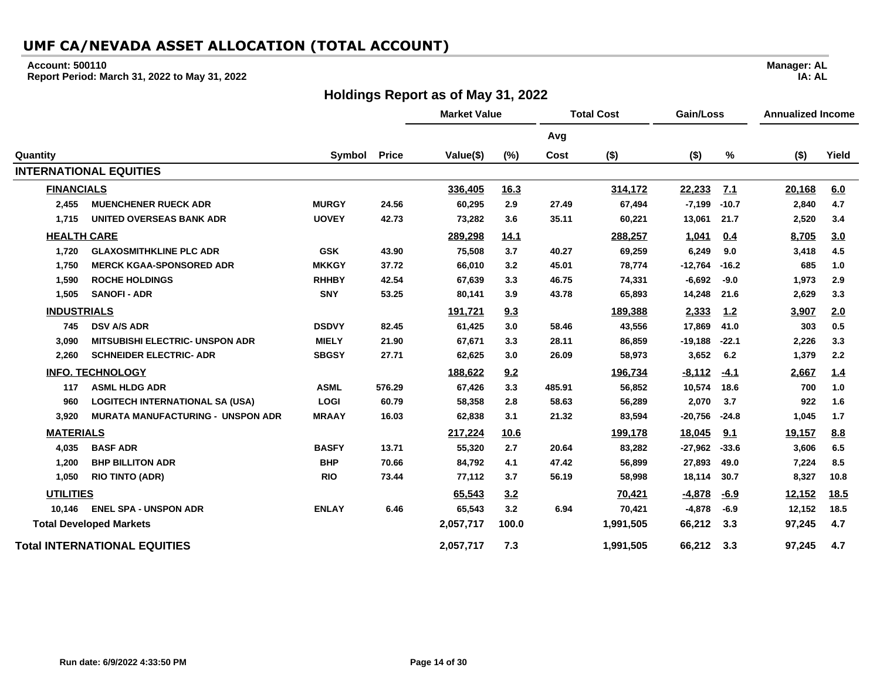# UMF CA/NEVADA ASSET ALLOCATION (TOTAL ACCOUNT)

**Account: 500110**
**Report Period: March 31, 2022 to May 31, 2022**

**Manager: AL**
**IA: AL**

## Holdings Report as of May 31, 2022

| Quantity | | Symbol | Price | Market Value | | Total Cost | | Gain/Loss | | Annualized Income | |
|---|---|---|---|---|---|---|---|---|---|---|---|
| | | | | Value($) | (%) | Avg Cost | ($) | ($) | % | ($) | Yield |
| **INTERNATIONAL EQUITIES** | | | | | | | | | | | |
| **FINANCIALS** | | | | 336,405 | 16.3 | | 314,172 | 22,233 | 7.1 | 20,168 | 6.0 |
| 2,455 | MUENCHENER RUECK ADR | MURGY | 24.56 | 60,295 | 2.9 | 27.49 | 67,494 | -7,199 | -10.7 | 2,840 | 4.7 |
| 1,715 | UNITED OVERSEAS BANK ADR | UOVEY | 42.73 | 73,282 | 3.6 | 35.11 | 60,221 | 13,061 | 21.7 | 2,520 | 3.4 |
| **HEALTH CARE** | | | | 289,298 | 14.1 | | 288,257 | 1,041 | 0.4 | 8,705 | 3.0 |
| 1,720 | GLAXOSMITHKLINE PLC ADR | GSK | 43.90 | 75,508 | 3.7 | 40.27 | 69,259 | 6,249 | 9.0 | 3,418 | 4.5 |
| 1,750 | MERCK KGAA-SPONSORED ADR | MKKGY | 37.72 | 66,010 | 3.2 | 45.01 | 78,774 | -12,764 | -16.2 | 685 | 1.0 |
| 1,590 | ROCHE HOLDINGS | RHHBY | 42.54 | 67,639 | 3.3 | 46.75 | 74,331 | -6,692 | -9.0 | 1,973 | 2.9 |
| 1,505 | SANOFI - ADR | SNY | 53.25 | 80,141 | 3.9 | 43.78 | 65,893 | 14,248 | 21.6 | 2,629 | 3.3 |
| **INDUSTRIALS** | | | | 191,721 | 9.3 | | 189,388 | 2,333 | 1.2 | 3,907 | 2.0 |
| 745 | DSV A/S ADR | DSDVY | 82.45 | 61,425 | 3.0 | 58.46 | 43,556 | 17,869 | 41.0 | 303 | 0.5 |
| 3,090 | MITSUBISHI ELECTRIC- UNSPON ADR | MIELY | 21.90 | 67,671 | 3.3 | 28.11 | 86,859 | -19,188 | -22.1 | 2,226 | 3.3 |
| 2,260 | SCHNEIDER ELECTRIC- ADR | SBGSY | 27.71 | 62,625 | 3.0 | 26.09 | 58,973 | 3,652 | 6.2 | 1,379 | 2.2 |
| **INFO. TECHNOLOGY** | | | | 188,622 | 9.2 | | 196,734 | -8,112 | -4.1 | 2,667 | 1.4 |
| 117 | ASML HLDG ADR | ASML | 576.29 | 67,426 | 3.3 | 485.91 | 56,852 | 10,574 | 18.6 | 700 | 1.0 |
| 960 | LOGITECH INTERNATIONAL SA (USA) | LOGI | 60.79 | 58,358 | 2.8 | 58.63 | 56,289 | 2,070 | 3.7 | 922 | 1.6 |
| 3,920 | MURATA MANUFACTURING - UNSPON ADR | MRAAY | 16.03 | 62,838 | 3.1 | 21.32 | 83,594 | -20,756 | -24.8 | 1,045 | 1.7 |
| **MATERIALS** | | | | 217,224 | 10.6 | | 199,178 | 18,045 | 9.1 | 19,157 | 8.8 |
| 4,035 | BASF ADR | BASFY | 13.71 | 55,320 | 2.7 | 20.64 | 83,282 | -27,962 | -33.6 | 3,606 | 6.5 |
| 1,200 | BHP BILLITON ADR | BHP | 70.66 | 84,792 | 4.1 | 47.42 | 56,899 | 27,893 | 49.0 | 7,224 | 8.5 |
| 1,050 | RIO TINTO (ADR) | RIO | 73.44 | 77,112 | 3.7 | 56.19 | 58,998 | 18,114 | 30.7 | 8,327 | 10.8 |
| **UTILITIES** | | | | 65,543 | 3.2 | | 70,421 | -4,878 | -6.9 | 12,152 | 18.5 |
| 10,146 | ENEL SPA - UNSPON ADR | ENLAY | 6.46 | 65,543 | 3.2 | 6.94 | 70,421 | -4,878 | -6.9 | 12,152 | 18.5 |
| **Total Developed Markets** | | | | 2,057,717 | 100.0 | | 1,991,505 | 66,212 | 3.3 | 97,245 | 4.7 |
| **Total INTERNATIONAL EQUITIES** | | | | 2,057,717 | 7.3 | | 1,991,505 | 66,212 | 3.3 | 97,245 | 4.7 |

Run date: 6/9/2022 4:33:50 PM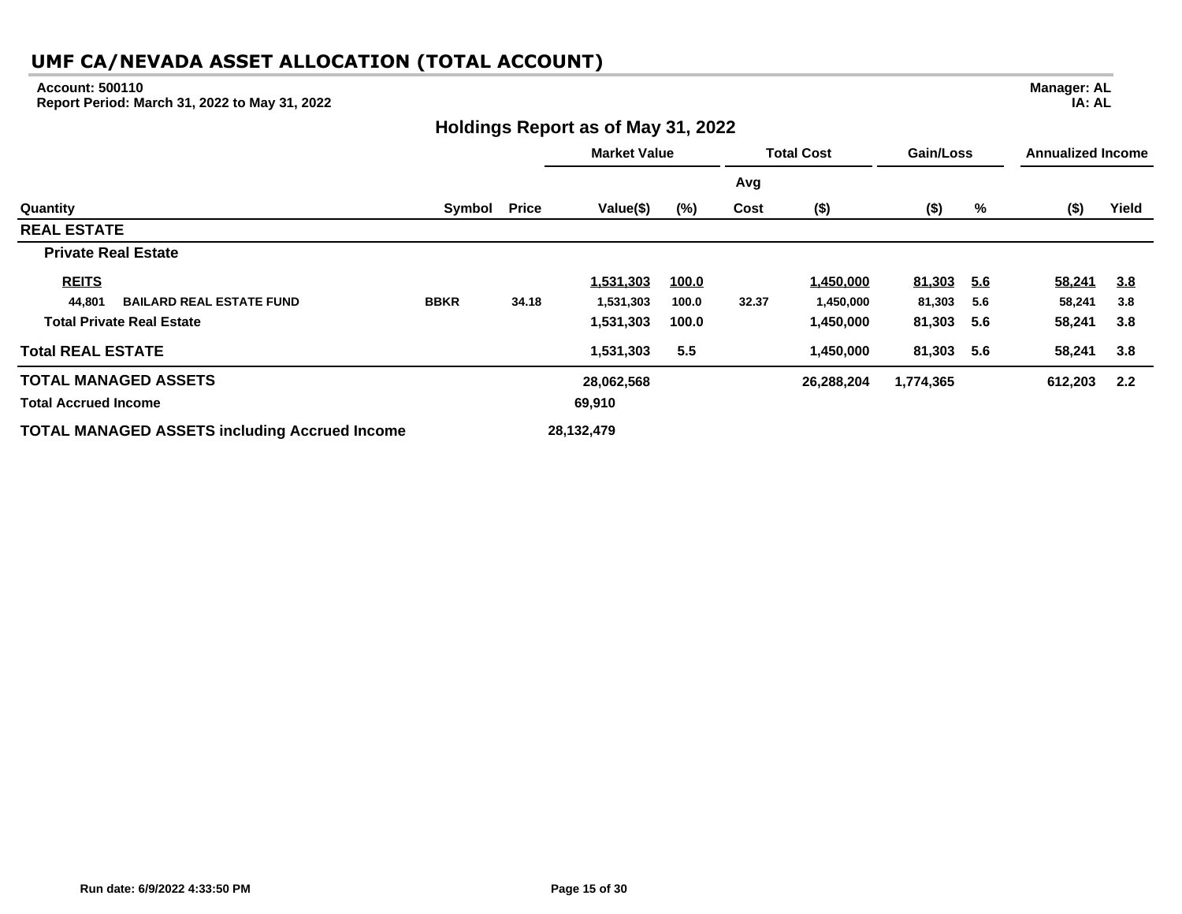# UMF CA/NEVADA ASSET ALLOCATION (TOTAL ACCOUNT)

**Account: 500110**
**Report Period: March 31, 2022 to May 31, 2022**

**Manager: AL**
**IA: AL**

## Holdings Report as of May 31, 2022

| Quantity | | Symbol | Price | Market Value | | Total Cost | | Gain/Loss | | Annualized Income | |
|---|---|---|---|---|---|---|---|---|---|---|---|
| | | | | Value($) | (%) | Avg Cost | ($) | ($) | % | ($) | Yield |
| **REAL ESTATE** | | | | | | | | | | | |
| **Private Real Estate** | | | | | | | | | | | |
| **REITS** | | | | 1,531,303 | 100.0 | | 1,450,000 | 81,303 | 5.6 | 58,241 | 3.8 |
| 44,801 | BAILARD REAL ESTATE FUND | BBKR | 34.18 | 1,531,303 | 100.0 | 32.37 | 1,450,000 | 81,303 | 5.6 | 58,241 | 3.8 |
| **Total Private Real Estate** | | | | 1,531,303 | 100.0 | | 1,450,000 | 81,303 | 5.6 | 58,241 | 3.8 |
| **Total REAL ESTATE** | | | | 1,531,303 | 5.5 | | 1,450,000 | 81,303 | 5.6 | 58,241 | 3.8 |
| **TOTAL MANAGED ASSETS** | | | | 28,062,568 | | | 26,288,204 | 1,774,365 | | 612,203 | 2.2 |
| **Total Accrued Income** | | | | 69,910 | | | | | | | |
| **TOTAL MANAGED ASSETS including Accrued Income** | | | | 28,132,479 | | | | | | | |

Run date: 6/9/2022 4:33:50 PM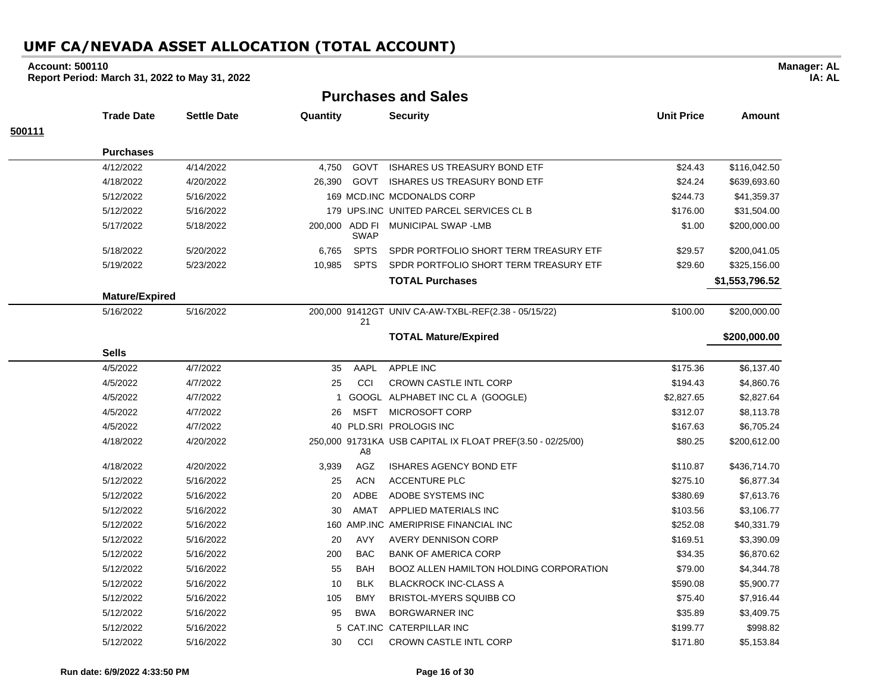# UMF CA/NEVADA ASSET ALLOCATION (TOTAL ACCOUNT)

**Account: 500110** **Manager: AL**
**Report Period: March 31, 2022 to May 31, 2022** **IA: AL**

## Purchases and Sales

**500111**

| Trade Date | Settle Date | Quantity | | Security | Unit Price | Amount |
|---|---|---|---|---|---|---|
| **Purchases** | | | | | | |
| 4/12/2022 | 4/14/2022 | 4,750 | GOVT | ISHARES US TREASURY BOND ETF | $24.43 | $116,042.50 |
| 4/18/2022 | 4/20/2022 | 26,390 | GOVT | ISHARES US TREASURY BOND ETF | $24.24 | $639,693.60 |
| 5/12/2022 | 5/16/2022 | 169 | MCD.INC | MCDONALDS CORP | $244.73 | $41,359.37 |
| 5/12/2022 | 5/16/2022 | 179 | UPS.INC | UNITED PARCEL SERVICES CL B | $176.00 | $31,504.00 |
| 5/17/2022 | 5/18/2022 | 200,000 | ADD FI SWAP | MUNICIPAL SWAP -LMB | $1.00 | $200,000.00 |
| 5/18/2022 | 5/20/2022 | 6,765 | SPTS | SPDR PORTFOLIO SHORT TERM TREASURY ETF | $29.57 | $200,041.05 |
| 5/19/2022 | 5/23/2022 | 10,985 | SPTS | SPDR PORTFOLIO SHORT TERM TREASURY ETF | $29.60 | $325,156.00 |
| | | | | **TOTAL Purchases** | | **$1,553,796.52** |
| **Mature/Expired** | | | | | | |
| 5/16/2022 | 5/16/2022 | 200,000 | 91412GT21 | UNIV CA-AW-TXBL-REF(2.38 - 05/15/22) | $100.00 | $200,000.00 |
| | | | | **TOTAL Mature/Expired** | | **$200,000.00** |
| **Sells** | | | | | | |
| 4/5/2022 | 4/7/2022 | 35 | AAPL | APPLE INC | $175.36 | $6,137.40 |
| 4/5/2022 | 4/7/2022 | 25 | CCI | CROWN CASTLE INTL CORP | $194.43 | $4,860.76 |
| 4/5/2022 | 4/7/2022 | 1 | GOOGL | ALPHABET INC CL A (GOOGLE) | $2,827.65 | $2,827.64 |
| 4/5/2022 | 4/7/2022 | 26 | MSFT | MICROSOFT CORP | $312.07 | $8,113.78 |
| 4/5/2022 | 4/7/2022 | 40 | PLD.SRI | PROLOGIS INC | $167.63 | $6,705.24 |
| 4/18/2022 | 4/20/2022 | 250,000 | 91731KAA8 | USB CAPITAL IX FLOAT PREF(3.50 - 02/25/00) | $80.25 | $200,612.00 |
| 4/18/2022 | 4/20/2022 | 3,939 | AGZ | ISHARES AGENCY BOND ETF | $110.87 | $436,714.70 |
| 5/12/2022 | 5/16/2022 | 25 | ACN | ACCENTURE PLC | $275.10 | $6,877.34 |
| 5/12/2022 | 5/16/2022 | 20 | ADBE | ADOBE SYSTEMS INC | $380.69 | $7,613.76 |
| 5/12/2022 | 5/16/2022 | 30 | AMAT | APPLIED MATERIALS INC | $103.56 | $3,106.77 |
| 5/12/2022 | 5/16/2022 | 160 | AMP.INC | AMERIPRISE FINANCIAL INC | $252.08 | $40,331.79 |
| 5/12/2022 | 5/16/2022 | 20 | AVY | AVERY DENNISON CORP | $169.51 | $3,390.09 |
| 5/12/2022 | 5/16/2022 | 200 | BAC | BANK OF AMERICA CORP | $34.35 | $6,870.62 |
| 5/12/2022 | 5/16/2022 | 55 | BAH | BOOZ ALLEN HAMILTON HOLDING CORPORATION | $79.00 | $4,344.78 |
| 5/12/2022 | 5/16/2022 | 10 | BLK | BLACKROCK INC-CLASS A | $590.08 | $5,900.77 |
| 5/12/2022 | 5/16/2022 | 105 | BMY | BRISTOL-MYERS SQUIBB CO | $75.40 | $7,916.44 |
| 5/12/2022 | 5/16/2022 | 95 | BWA | BORGWARNER INC | $35.89 | $3,409.75 |
| 5/12/2022 | 5/16/2022 | 5 | CAT.INC | CATERPILLAR INC | $199.77 | $998.82 |
| 5/12/2022 | 5/16/2022 | 30 | CCI | CROWN CASTLE INTL CORP | $171.80 | $5,153.84 |

**Run date: 6/9/2022 4:33:50 PM**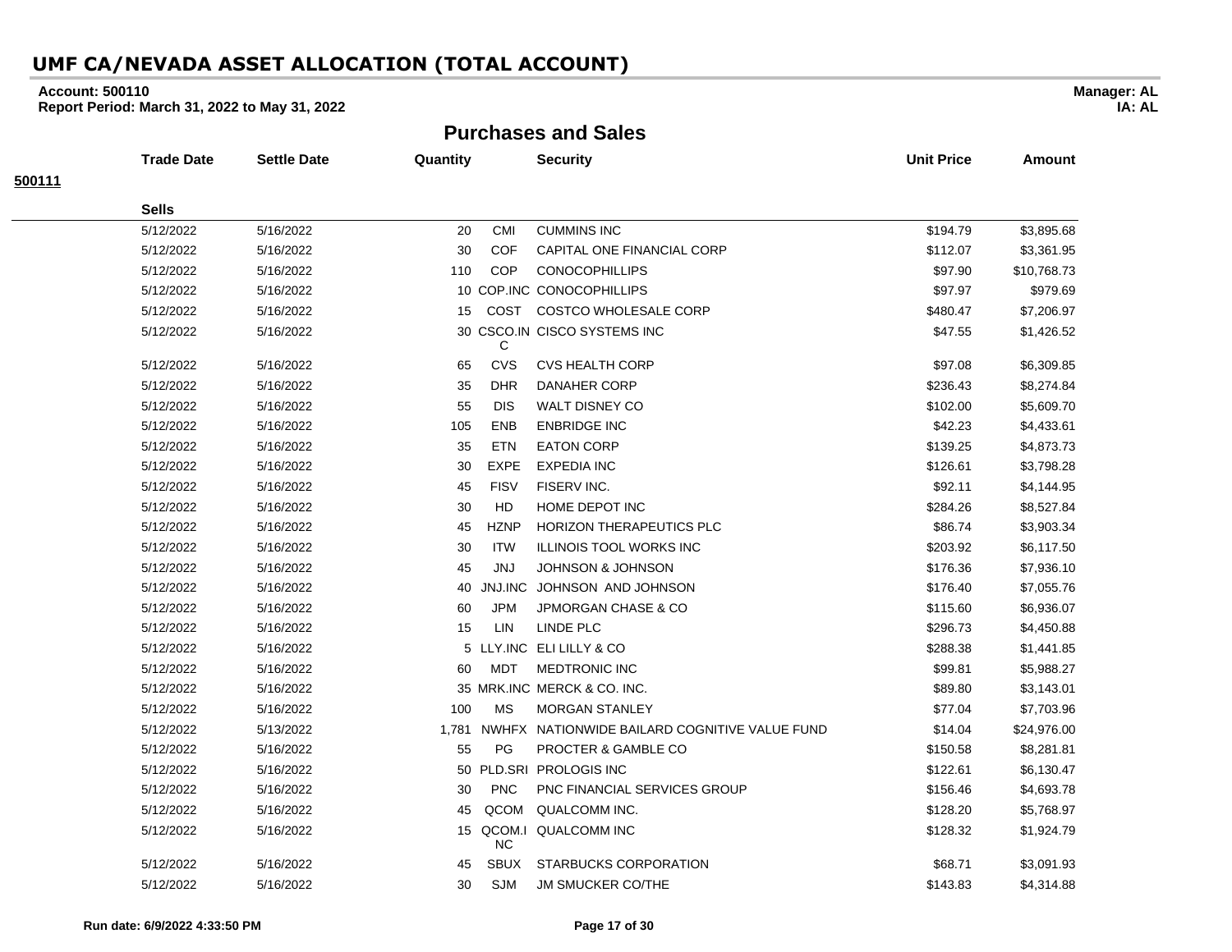# UMF CA/NEVADA ASSET ALLOCATION (TOTAL ACCOUNT)

**Account: 500110** **Manager: AL**
**Report Period: March 31, 2022 to May 31, 2022** **IA: AL**

## Purchases and Sales

**500111**

| Trade Date | Settle Date | Quantity | | Security | Unit Price | Amount |
|---|---|---|---|---|---|---|
| **Sells** | | | | | | |
| 5/12/2022 | 5/16/2022 | 20 | CMI | CUMMINS INC | $194.79 | $3,895.68 |
| 5/12/2022 | 5/16/2022 | 30 | COF | CAPITAL ONE FINANCIAL CORP | $112.07 | $3,361.95 |
| 5/12/2022 | 5/16/2022 | 110 | COP | CONOCOPHILLIPS | $97.90 | $10,768.73 |
| 5/12/2022 | 5/16/2022 | 10 | COP.INC | CONOCOPHILLIPS | $97.97 | $979.69 |
| 5/12/2022 | 5/16/2022 | 15 | COST | COSTCO WHOLESALE CORP | $480.47 | $7,206.97 |
| 5/12/2022 | 5/16/2022 | 30 | CSCO.INC | CISCO SYSTEMS INC | $47.55 | $1,426.52 |
| 5/12/2022 | 5/16/2022 | 65 | CVS | CVS HEALTH CORP | $97.08 | $6,309.85 |
| 5/12/2022 | 5/16/2022 | 35 | DHR | DANAHER CORP | $236.43 | $8,274.84 |
| 5/12/2022 | 5/16/2022 | 55 | DIS | WALT DISNEY CO | $102.00 | $5,609.70 |
| 5/12/2022 | 5/16/2022 | 105 | ENB | ENBRIDGE INC | $42.23 | $4,433.61 |
| 5/12/2022 | 5/16/2022 | 35 | ETN | EATON CORP | $139.25 | $4,873.73 |
| 5/12/2022 | 5/16/2022 | 30 | EXPE | EXPEDIA INC | $126.61 | $3,798.28 |
| 5/12/2022 | 5/16/2022 | 45 | FISV | FISERV INC. | $92.11 | $4,144.95 |
| 5/12/2022 | 5/16/2022 | 30 | HD | HOME DEPOT INC | $284.26 | $8,527.84 |
| 5/12/2022 | 5/16/2022 | 45 | HZNP | HORIZON THERAPEUTICS PLC | $86.74 | $3,903.34 |
| 5/12/2022 | 5/16/2022 | 30 | ITW | ILLINOIS TOOL WORKS INC | $203.92 | $6,117.50 |
| 5/12/2022 | 5/16/2022 | 45 | JNJ | JOHNSON & JOHNSON | $176.36 | $7,936.10 |
| 5/12/2022 | 5/16/2022 | 40 | JNJ.INC | JOHNSON AND JOHNSON | $176.40 | $7,055.76 |
| 5/12/2022 | 5/16/2022 | 60 | JPM | JPMORGAN CHASE & CO | $115.60 | $6,936.07 |
| 5/12/2022 | 5/16/2022 | 15 | LIN | LINDE PLC | $296.73 | $4,450.88 |
| 5/12/2022 | 5/16/2022 | 5 | LLY.INC | ELI LILLY & CO | $288.38 | $1,441.85 |
| 5/12/2022 | 5/16/2022 | 60 | MDT | MEDTRONIC INC | $99.81 | $5,988.27 |
| 5/12/2022 | 5/16/2022 | 35 | MRK.INC | MERCK & CO. INC. | $89.80 | $3,143.01 |
| 5/12/2022 | 5/16/2022 | 100 | MS | MORGAN STANLEY | $77.04 | $7,703.96 |
| 5/12/2022 | 5/13/2022 | 1,781 | NWHFX | NATIONWIDE BAILARD COGNITIVE VALUE FUND | $14.04 | $24,976.00 |
| 5/12/2022 | 5/16/2022 | 55 | PG | PROCTER & GAMBLE CO | $150.58 | $8,281.81 |
| 5/12/2022 | 5/16/2022 | 50 | PLD.SRI | PROLOGIS INC | $122.61 | $6,130.47 |
| 5/12/2022 | 5/16/2022 | 30 | PNC | PNC FINANCIAL SERVICES GROUP | $156.46 | $4,693.78 |
| 5/12/2022 | 5/16/2022 | 45 | QCOM | QUALCOMM INC. | $128.20 | $5,768.97 |
| 5/12/2022 | 5/16/2022 | 15 | QCOM.INC | QUALCOMM INC | $128.32 | $1,924.79 |
| 5/12/2022 | 5/16/2022 | 45 | SBUX | STARBUCKS CORPORATION | $68.71 | $3,091.93 |
| 5/12/2022 | 5/16/2022 | 30 | SJM | JM SMUCKER CO/THE | $143.83 | $4,314.88 |

**Run date: 6/9/2022 4:33:50 PM**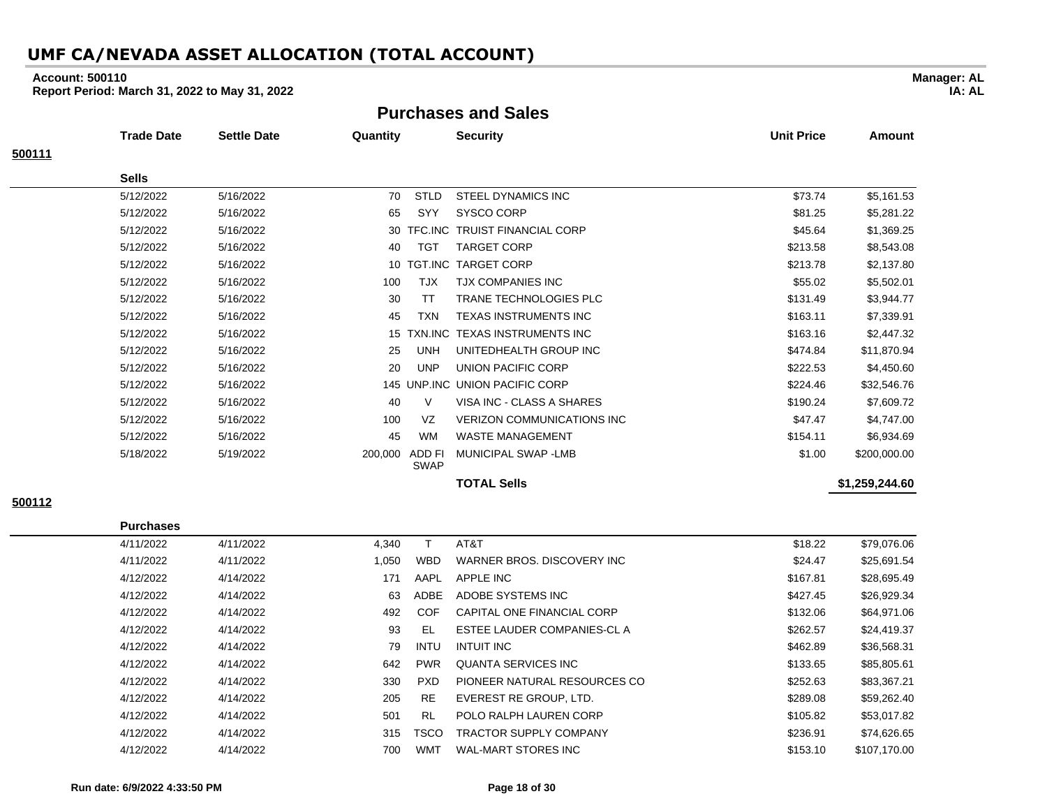# UMF CA/NEVADA ASSET ALLOCATION (TOTAL ACCOUNT)

**Account: 500110** **Manager: AL**
**Report Period: March 31, 2022 to May 31, 2022** **IA: AL**

## Purchases and Sales

**500111**

**Sells**

| Trade Date | Settle Date | Quantity | | Security | Unit Price | Amount |
|---|---|---|---|---|---|---|
| 5/12/2022 | 5/16/2022 | 70 | STLD | STEEL DYNAMICS INC | $73.74 | $5,161.53 |
| 5/12/2022 | 5/16/2022 | 65 | SYY | SYSCO CORP | $81.25 | $5,281.22 |
| 5/12/2022 | 5/16/2022 | 30 | TFC.INC | TRUIST FINANCIAL CORP | $45.64 | $1,369.25 |
| 5/12/2022 | 5/16/2022 | 40 | TGT | TARGET CORP | $213.58 | $8,543.08 |
| 5/12/2022 | 5/16/2022 | 10 | TGT.INC | TARGET CORP | $213.78 | $2,137.80 |
| 5/12/2022 | 5/16/2022 | 100 | TJX | TJX COMPANIES INC | $55.02 | $5,502.01 |
| 5/12/2022 | 5/16/2022 | 30 | TT | TRANE TECHNOLOGIES PLC | $131.49 | $3,944.77 |
| 5/12/2022 | 5/16/2022 | 45 | TXN | TEXAS INSTRUMENTS INC | $163.11 | $7,339.91 |
| 5/12/2022 | 5/16/2022 | 15 | TXN.INC | TEXAS INSTRUMENTS INC | $163.16 | $2,447.32 |
| 5/12/2022 | 5/16/2022 | 25 | UNH | UNITEDHEALTH GROUP INC | $474.84 | $11,870.94 |
| 5/12/2022 | 5/16/2022 | 20 | UNP | UNION PACIFIC CORP | $222.53 | $4,450.60 |
| 5/12/2022 | 5/16/2022 | 145 | UNP.INC | UNION PACIFIC CORP | $224.46 | $32,546.76 |
| 5/12/2022 | 5/16/2022 | 40 | V | VISA INC - CLASS A SHARES | $190.24 | $7,609.72 |
| 5/12/2022 | 5/16/2022 | 100 | VZ | VERIZON COMMUNICATIONS INC | $47.47 | $4,747.00 |
| 5/12/2022 | 5/16/2022 | 45 | WM | WASTE MANAGEMENT | $154.11 | $6,934.69 |
| 5/18/2022 | 5/19/2022 | 200,000 | ADD FI SWAP | MUNICIPAL SWAP -LMB | $1.00 | $200,000.00 |
| | | | | **TOTAL Sells** | | **$1,259,244.60** |

**500112**

**Purchases**

| Trade Date | Settle Date | Quantity | | Security | Unit Price | Amount |
|---|---|---|---|---|---|---|
| 4/11/2022 | 4/11/2022 | 4,340 | T | AT&T | $18.22 | $79,076.06 |
| 4/11/2022 | 4/11/2022 | 1,050 | WBD | WARNER BROS. DISCOVERY INC | $24.47 | $25,691.54 |
| 4/12/2022 | 4/14/2022 | 171 | AAPL | APPLE INC | $167.81 | $28,695.49 |
| 4/12/2022 | 4/14/2022 | 63 | ADBE | ADOBE SYSTEMS INC | $427.45 | $26,929.34 |
| 4/12/2022 | 4/14/2022 | 492 | COF | CAPITAL ONE FINANCIAL CORP | $132.06 | $64,971.06 |
| 4/12/2022 | 4/14/2022 | 93 | EL | ESTEE LAUDER COMPANIES-CL A | $262.57 | $24,419.37 |
| 4/12/2022 | 4/14/2022 | 79 | INTU | INTUIT INC | $462.89 | $36,568.31 |
| 4/12/2022 | 4/14/2022 | 642 | PWR | QUANTA SERVICES INC | $133.65 | $85,805.61 |
| 4/12/2022 | 4/14/2022 | 330 | PXD | PIONEER NATURAL RESOURCES CO | $252.63 | $83,367.21 |
| 4/12/2022 | 4/14/2022 | 205 | RE | EVEREST RE GROUP, LTD. | $289.08 | $59,262.40 |
| 4/12/2022 | 4/14/2022 | 501 | RL | POLO RALPH LAUREN CORP | $105.82 | $53,017.82 |
| 4/12/2022 | 4/14/2022 | 315 | TSCO | TRACTOR SUPPLY COMPANY | $236.91 | $74,626.65 |
| 4/12/2022 | 4/14/2022 | 700 | WMT | WAL-MART STORES INC | $153.10 | $107,170.00 |

**Run date: 6/9/2022 4:33:50 PM**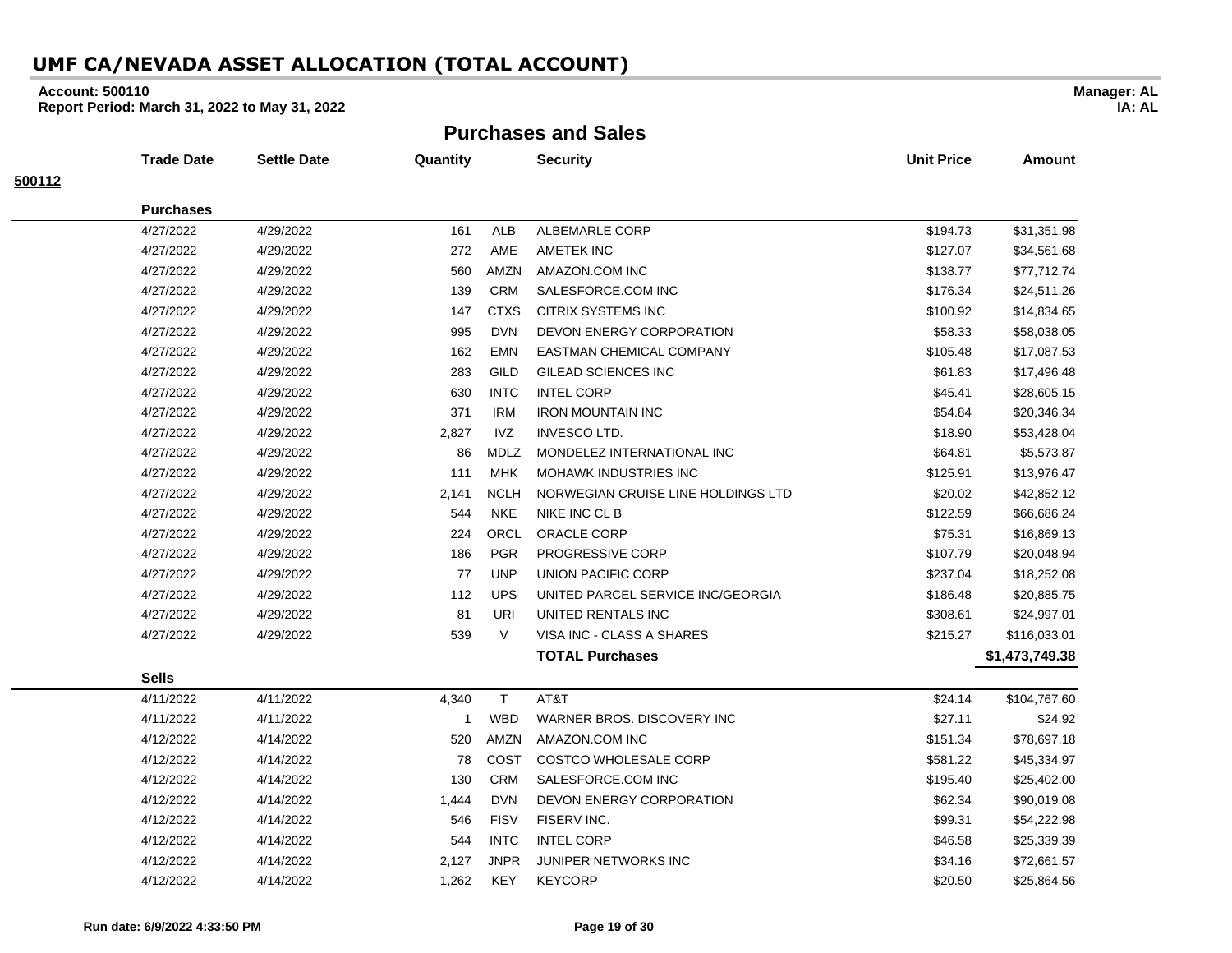# UMF CA/NEVADA ASSET ALLOCATION (TOTAL ACCOUNT)

**Account: 500110** **Manager: AL**
**Report Period: March 31, 2022 to May 31, 2022** **IA: AL**

## Purchases and Sales

**500112**

| Trade Date | Settle Date | Quantity | | Security | Unit Price | Amount |
|---|---|---|---|---|---|---|
| **Purchases** | | | | | | |
| 4/27/2022 | 4/29/2022 | 161 | ALB | ALBEMARLE CORP | $194.73 | $31,351.98 |
| 4/27/2022 | 4/29/2022 | 272 | AME | AMETEK INC | $127.07 | $34,561.68 |
| 4/27/2022 | 4/29/2022 | 560 | AMZN | AMAZON.COM INC | $138.77 | $77,712.74 |
| 4/27/2022 | 4/29/2022 | 139 | CRM | SALESFORCE.COM INC | $176.34 | $24,511.26 |
| 4/27/2022 | 4/29/2022 | 147 | CTXS | CITRIX SYSTEMS INC | $100.92 | $14,834.65 |
| 4/27/2022 | 4/29/2022 | 995 | DVN | DEVON ENERGY CORPORATION | $58.33 | $58,038.05 |
| 4/27/2022 | 4/29/2022 | 162 | EMN | EASTMAN CHEMICAL COMPANY | $105.48 | $17,087.53 |
| 4/27/2022 | 4/29/2022 | 283 | GILD | GILEAD SCIENCES INC | $61.83 | $17,496.48 |
| 4/27/2022 | 4/29/2022 | 630 | INTC | INTEL CORP | $45.41 | $28,605.15 |
| 4/27/2022 | 4/29/2022 | 371 | IRM | IRON MOUNTAIN INC | $54.84 | $20,346.34 |
| 4/27/2022 | 4/29/2022 | 2,827 | IVZ | INVESCO LTD. | $18.90 | $53,428.04 |
| 4/27/2022 | 4/29/2022 | 86 | MDLZ | MONDELEZ INTERNATIONAL INC | $64.81 | $5,573.87 |
| 4/27/2022 | 4/29/2022 | 111 | MHK | MOHAWK INDUSTRIES INC | $125.91 | $13,976.47 |
| 4/27/2022 | 4/29/2022 | 2,141 | NCLH | NORWEGIAN CRUISE LINE HOLDINGS LTD | $20.02 | $42,852.12 |
| 4/27/2022 | 4/29/2022 | 544 | NKE | NIKE INC CL B | $122.59 | $66,686.24 |
| 4/27/2022 | 4/29/2022 | 224 | ORCL | ORACLE CORP | $75.31 | $16,869.13 |
| 4/27/2022 | 4/29/2022 | 186 | PGR | PROGRESSIVE CORP | $107.79 | $20,048.94 |
| 4/27/2022 | 4/29/2022 | 77 | UNP | UNION PACIFIC CORP | $237.04 | $18,252.08 |
| 4/27/2022 | 4/29/2022 | 112 | UPS | UNITED PARCEL SERVICE INC/GEORGIA | $186.48 | $20,885.75 |
| 4/27/2022 | 4/29/2022 | 81 | URI | UNITED RENTALS INC | $308.61 | $24,997.01 |
| 4/27/2022 | 4/29/2022 | 539 | V | VISA INC - CLASS A SHARES | $215.27 | $116,033.01 |
| | | | | **TOTAL Purchases** | | **$1,473,749.38** |
| **Sells** | | | | | | |
| 4/11/2022 | 4/11/2022 | 4,340 | T | AT&T | $24.14 | $104,767.60 |
| 4/11/2022 | 4/11/2022 | 1 | WBD | WARNER BROS. DISCOVERY INC | $27.11 | $24.92 |
| 4/12/2022 | 4/14/2022 | 520 | AMZN | AMAZON.COM INC | $151.34 | $78,697.18 |
| 4/12/2022 | 4/14/2022 | 78 | COST | COSTCO WHOLESALE CORP | $581.22 | $45,334.97 |
| 4/12/2022 | 4/14/2022 | 130 | CRM | SALESFORCE.COM INC | $195.40 | $25,402.00 |
| 4/12/2022 | 4/14/2022 | 1,444 | DVN | DEVON ENERGY CORPORATION | $62.34 | $90,019.08 |
| 4/12/2022 | 4/14/2022 | 546 | FISV | FISERV INC. | $99.31 | $54,222.98 |
| 4/12/2022 | 4/14/2022 | 544 | INTC | INTEL CORP | $46.58 | $25,339.39 |
| 4/12/2022 | 4/14/2022 | 2,127 | JNPR | JUNIPER NETWORKS INC | $34.16 | $72,661.57 |
| 4/12/2022 | 4/14/2022 | 1,262 | KEY | KEYCORP | $20.50 | $25,864.56 |

Run date: 6/9/2022 4:33:50 PM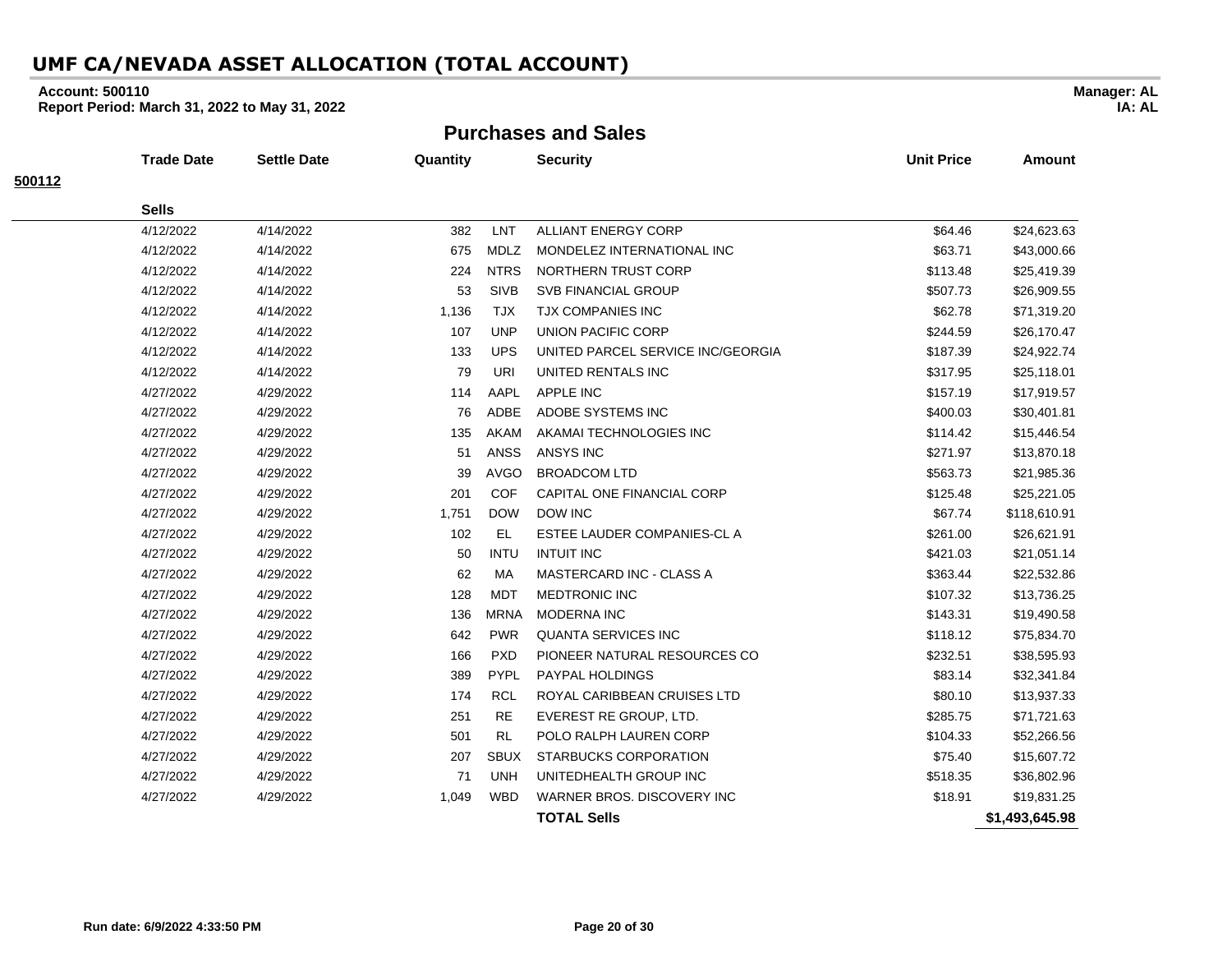# UMF CA/NEVADA ASSET ALLOCATION (TOTAL ACCOUNT)

**Account: 500110**
**Report Period: March 31, 2022 to May 31, 2022**

**Manager: AL**
**IA: AL**

## Purchases and Sales

**500112**

| Trade Date | Settle Date | Quantity | | Security | Unit Price | Amount |
|---|---|---|---|---|---|---|
| **Sells** | | | | | | |
| 4/12/2022 | 4/14/2022 | 382 | LNT | ALLIANT ENERGY CORP | $64.46 | $24,623.63 |
| 4/12/2022 | 4/14/2022 | 675 | MDLZ | MONDELEZ INTERNATIONAL INC | $63.71 | $43,000.66 |
| 4/12/2022 | 4/14/2022 | 224 | NTRS | NORTHERN TRUST CORP | $113.48 | $25,419.39 |
| 4/12/2022 | 4/14/2022 | 53 | SIVB | SVB FINANCIAL GROUP | $507.73 | $26,909.55 |
| 4/12/2022 | 4/14/2022 | 1,136 | TJX | TJX COMPANIES INC | $62.78 | $71,319.20 |
| 4/12/2022 | 4/14/2022 | 107 | UNP | UNION PACIFIC CORP | $244.59 | $26,170.47 |
| 4/12/2022 | 4/14/2022 | 133 | UPS | UNITED PARCEL SERVICE INC/GEORGIA | $187.39 | $24,922.74 |
| 4/12/2022 | 4/14/2022 | 79 | URI | UNITED RENTALS INC | $317.95 | $25,118.01 |
| 4/27/2022 | 4/29/2022 | 114 | AAPL | APPLE INC | $157.19 | $17,919.57 |
| 4/27/2022 | 4/29/2022 | 76 | ADBE | ADOBE SYSTEMS INC | $400.03 | $30,401.81 |
| 4/27/2022 | 4/29/2022 | 135 | AKAM | AKAMAI TECHNOLOGIES INC | $114.42 | $15,446.54 |
| 4/27/2022 | 4/29/2022 | 51 | ANSS | ANSYS INC | $271.97 | $13,870.18 |
| 4/27/2022 | 4/29/2022 | 39 | AVGO | BROADCOM LTD | $563.73 | $21,985.36 |
| 4/27/2022 | 4/29/2022 | 201 | COF | CAPITAL ONE FINANCIAL CORP | $125.48 | $25,221.05 |
| 4/27/2022 | 4/29/2022 | 1,751 | DOW | DOW INC | $67.74 | $118,610.91 |
| 4/27/2022 | 4/29/2022 | 102 | EL | ESTEE LAUDER COMPANIES-CL A | $261.00 | $26,621.91 |
| 4/27/2022 | 4/29/2022 | 50 | INTU | INTUIT INC | $421.03 | $21,051.14 |
| 4/27/2022 | 4/29/2022 | 62 | MA | MASTERCARD INC - CLASS A | $363.44 | $22,532.86 |
| 4/27/2022 | 4/29/2022 | 128 | MDT | MEDTRONIC INC | $107.32 | $13,736.25 |
| 4/27/2022 | 4/29/2022 | 136 | MRNA | MODERNA INC | $143.31 | $19,490.58 |
| 4/27/2022 | 4/29/2022 | 642 | PWR | QUANTA SERVICES INC | $118.12 | $75,834.70 |
| 4/27/2022 | 4/29/2022 | 166 | PXD | PIONEER NATURAL RESOURCES CO | $232.51 | $38,595.93 |
| 4/27/2022 | 4/29/2022 | 389 | PYPL | PAYPAL HOLDINGS | $83.14 | $32,341.84 |
| 4/27/2022 | 4/29/2022 | 174 | RCL | ROYAL CARIBBEAN CRUISES LTD | $80.10 | $13,937.33 |
| 4/27/2022 | 4/29/2022 | 251 | RE | EVEREST RE GROUP, LTD. | $285.75 | $71,721.63 |
| 4/27/2022 | 4/29/2022 | 501 | RL | POLO RALPH LAUREN CORP | $104.33 | $52,266.56 |
| 4/27/2022 | 4/29/2022 | 207 | SBUX | STARBUCKS CORPORATION | $75.40 | $15,607.72 |
| 4/27/2022 | 4/29/2022 | 71 | UNH | UNITEDHEALTH GROUP INC | $518.35 | $36,802.96 |
| 4/27/2022 | 4/29/2022 | 1,049 | WBD | WARNER BROS. DISCOVERY INC | $18.91 | $19,831.25 |
| | | | | **TOTAL Sells** | | **$1,493,645.98** |

**Run date: 6/9/2022 4:33:50 PM**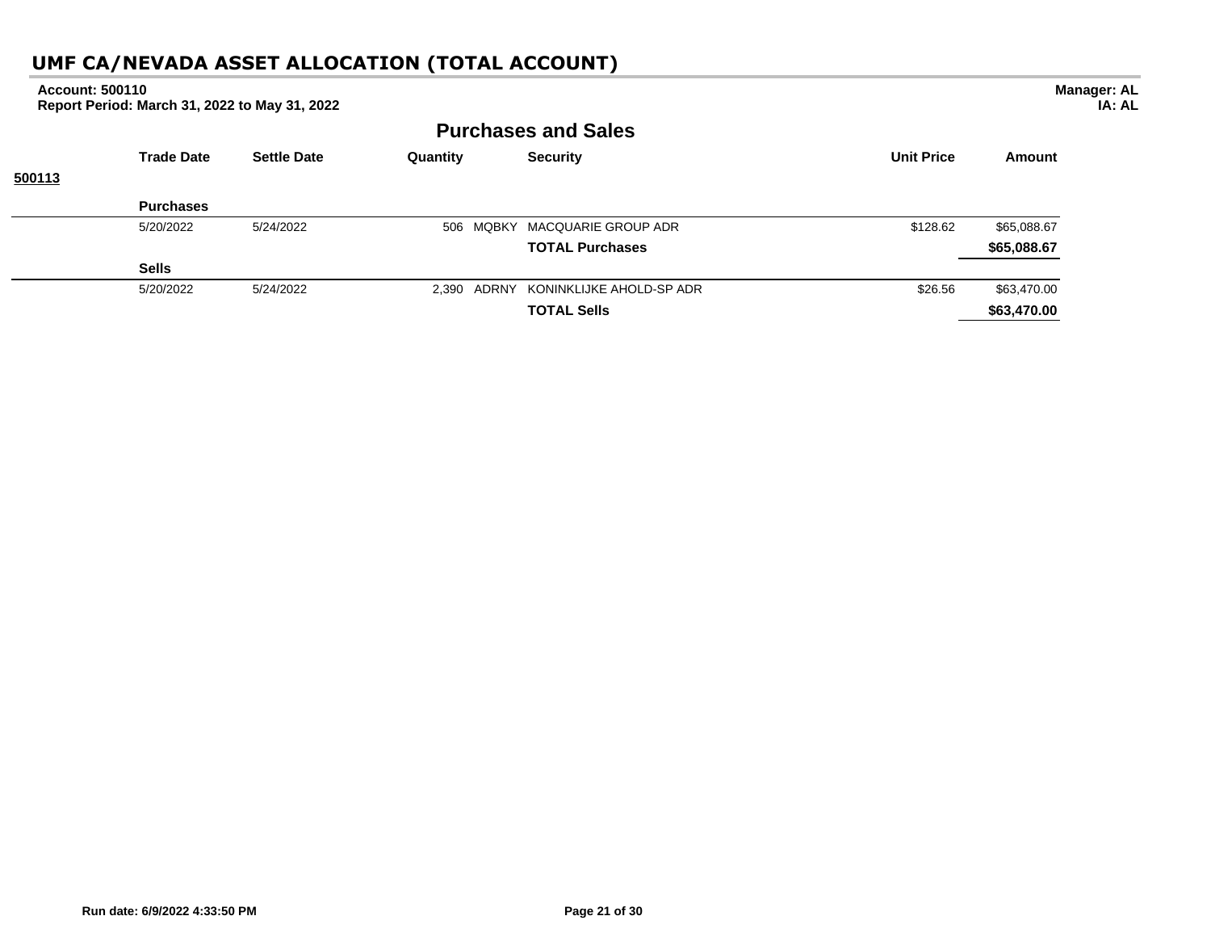# UMF CA/NEVADA ASSET ALLOCATION (TOTAL ACCOUNT)

**Account: 500110**
**Report Period: March 31, 2022 to May 31, 2022**

**Manager: AL**
**IA: AL**

## Purchases and Sales

| | Trade Date | Settle Date | Quantity | | Security | Unit Price | Amount |
|---|---|---|---|---|---|---|---|
| **500113** | | | | | | | |
| | **Purchases** | | | | | | |
| | 5/20/2022 | 5/24/2022 | 506 | MQBKY | MACQUARIE GROUP ADR | $128.62 | $65,088.67 |
| | | | | | **TOTAL Purchases** | | **$65,088.67** |
| | **Sells** | | | | | | |
| | 5/20/2022 | 5/24/2022 | 2,390 | ADRNY | KONINKLIJKE AHOLD-SP ADR | $26.56 | $63,470.00 |
| | | | | | **TOTAL Sells** | | **$63,470.00** |

**Run date: 6/9/2022 4:33:50 PM**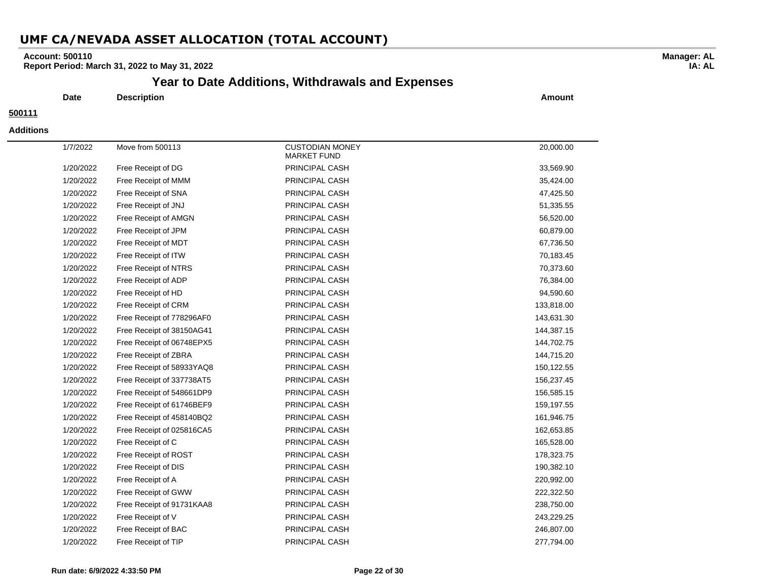# UMF CA/NEVADA ASSET ALLOCATION (TOTAL ACCOUNT)

**Account: 500110**
**Report Period: March 31, 2022 to May 31, 2022**

**Manager: AL**
**IA: AL**

## Year to Date Additions, Withdrawals and Expenses

**500111**

**Additions**

| Date | Description | | Amount |
|---|---|---|---|
| 1/7/2022 | Move from 500113 | CUSTODIAN MONEY MARKET FUND | 20,000.00 |
| 1/20/2022 | Free Receipt of DG | PRINCIPAL CASH | 33,569.90 |
| 1/20/2022 | Free Receipt of MMM | PRINCIPAL CASH | 35,424.00 |
| 1/20/2022 | Free Receipt of SNA | PRINCIPAL CASH | 47,425.50 |
| 1/20/2022 | Free Receipt of JNJ | PRINCIPAL CASH | 51,335.55 |
| 1/20/2022 | Free Receipt of AMGN | PRINCIPAL CASH | 56,520.00 |
| 1/20/2022 | Free Receipt of JPM | PRINCIPAL CASH | 60,879.00 |
| 1/20/2022 | Free Receipt of MDT | PRINCIPAL CASH | 67,736.50 |
| 1/20/2022 | Free Receipt of ITW | PRINCIPAL CASH | 70,183.45 |
| 1/20/2022 | Free Receipt of NTRS | PRINCIPAL CASH | 70,373.60 |
| 1/20/2022 | Free Receipt of ADP | PRINCIPAL CASH | 76,384.00 |
| 1/20/2022 | Free Receipt of HD | PRINCIPAL CASH | 94,590.60 |
| 1/20/2022 | Free Receipt of CRM | PRINCIPAL CASH | 133,818.00 |
| 1/20/2022 | Free Receipt of 778296AF0 | PRINCIPAL CASH | 143,631.30 |
| 1/20/2022 | Free Receipt of 38150AG41 | PRINCIPAL CASH | 144,387.15 |
| 1/20/2022 | Free Receipt of 06748EPX5 | PRINCIPAL CASH | 144,702.75 |
| 1/20/2022 | Free Receipt of ZBRA | PRINCIPAL CASH | 144,715.20 |
| 1/20/2022 | Free Receipt of 58933YAQ8 | PRINCIPAL CASH | 150,122.55 |
| 1/20/2022 | Free Receipt of 337738AT5 | PRINCIPAL CASH | 156,237.45 |
| 1/20/2022 | Free Receipt of 548661DP9 | PRINCIPAL CASH | 156,585.15 |
| 1/20/2022 | Free Receipt of 61746BEF9 | PRINCIPAL CASH | 159,197.55 |
| 1/20/2022 | Free Receipt of 458140BQ2 | PRINCIPAL CASH | 161,946.75 |
| 1/20/2022 | Free Receipt of 025816CA5 | PRINCIPAL CASH | 162,653.85 |
| 1/20/2022 | Free Receipt of C | PRINCIPAL CASH | 165,528.00 |
| 1/20/2022 | Free Receipt of ROST | PRINCIPAL CASH | 178,323.75 |
| 1/20/2022 | Free Receipt of DIS | PRINCIPAL CASH | 190,382.10 |
| 1/20/2022 | Free Receipt of A | PRINCIPAL CASH | 220,992.00 |
| 1/20/2022 | Free Receipt of GWW | PRINCIPAL CASH | 222,322.50 |
| 1/20/2022 | Free Receipt of 91731KAA8 | PRINCIPAL CASH | 238,750.00 |
| 1/20/2022 | Free Receipt of V | PRINCIPAL CASH | 243,229.25 |
| 1/20/2022 | Free Receipt of BAC | PRINCIPAL CASH | 246,807.00 |
| 1/20/2022 | Free Receipt of TIP | PRINCIPAL CASH | 277,794.00 |

**Run date: 6/9/2022 4:33:50 PM**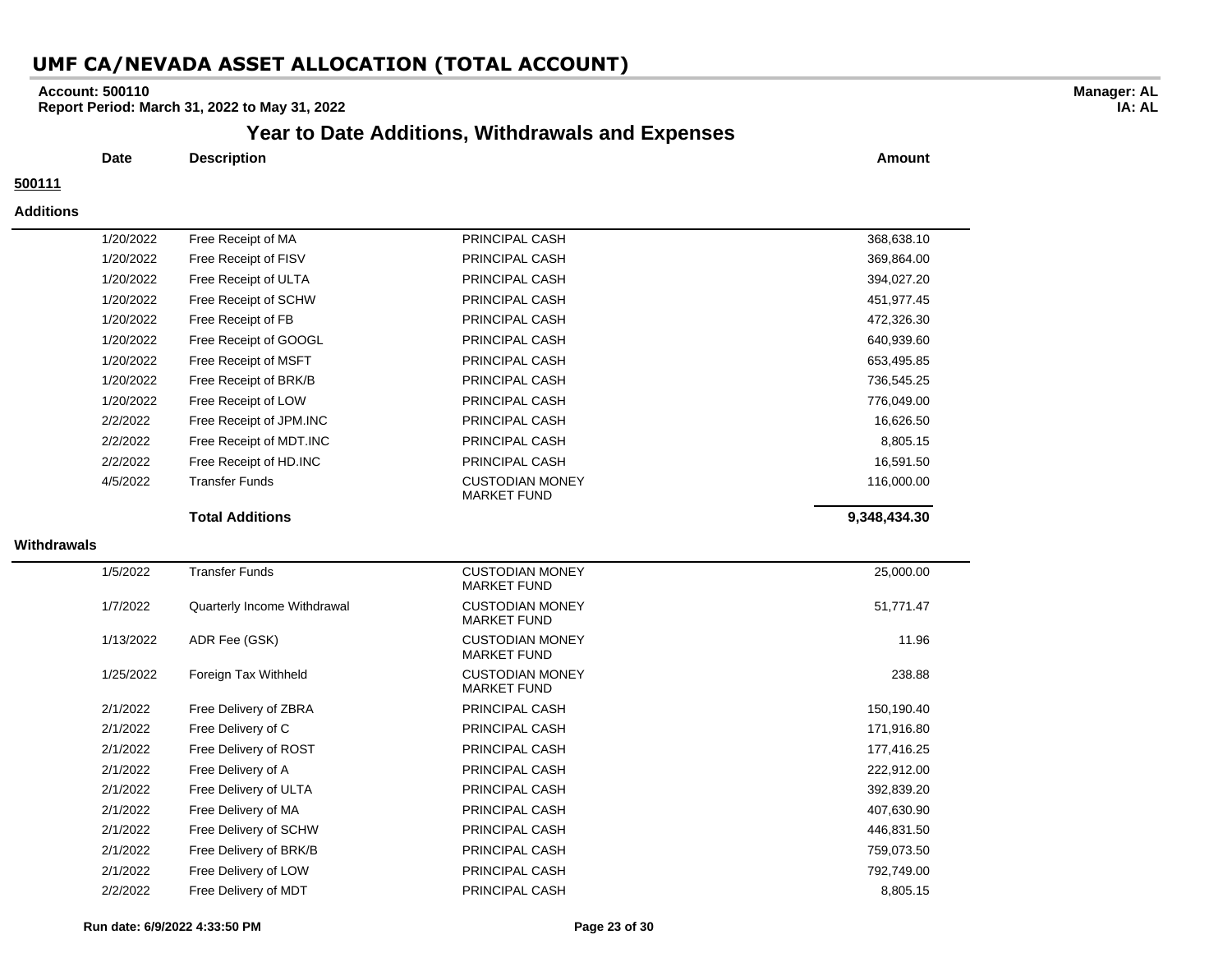# UMF CA/NEVADA ASSET ALLOCATION (TOTAL ACCOUNT)

**Account: 500110**
**Report Period: March 31, 2022 to May 31, 2022**

**Manager: AL**
**IA: AL**

## Year to Date Additions, Withdrawals and Expenses

**500111**

**Additions**

| Date | Description | | Amount |
|---|---|---|---|
| 1/20/2022 | Free Receipt of MA | PRINCIPAL CASH | 368,638.10 |
| 1/20/2022 | Free Receipt of FISV | PRINCIPAL CASH | 369,864.00 |
| 1/20/2022 | Free Receipt of ULTA | PRINCIPAL CASH | 394,027.20 |
| 1/20/2022 | Free Receipt of SCHW | PRINCIPAL CASH | 451,977.45 |
| 1/20/2022 | Free Receipt of FB | PRINCIPAL CASH | 472,326.30 |
| 1/20/2022 | Free Receipt of GOOGL | PRINCIPAL CASH | 640,939.60 |
| 1/20/2022 | Free Receipt of MSFT | PRINCIPAL CASH | 653,495.85 |
| 1/20/2022 | Free Receipt of BRK/B | PRINCIPAL CASH | 736,545.25 |
| 1/20/2022 | Free Receipt of LOW | PRINCIPAL CASH | 776,049.00 |
| 2/2/2022 | Free Receipt of JPM.INC | PRINCIPAL CASH | 16,626.50 |
| 2/2/2022 | Free Receipt of MDT.INC | PRINCIPAL CASH | 8,805.15 |
| 2/2/2022 | Free Receipt of HD.INC | PRINCIPAL CASH | 16,591.50 |
| 4/5/2022 | Transfer Funds | CUSTODIAN MONEY MARKET FUND | 116,000.00 |
| | **Total Additions** | | **9,348,434.30** |

**Withdrawals**

| Date | Description | | Amount |
|---|---|---|---|
| 1/5/2022 | Transfer Funds | CUSTODIAN MONEY MARKET FUND | 25,000.00 |
| 1/7/2022 | Quarterly Income Withdrawal | CUSTODIAN MONEY MARKET FUND | 51,771.47 |
| 1/13/2022 | ADR Fee (GSK) | CUSTODIAN MONEY MARKET FUND | 11.96 |
| 1/25/2022 | Foreign Tax Withheld | CUSTODIAN MONEY MARKET FUND | 238.88 |
| 2/1/2022 | Free Delivery of ZBRA | PRINCIPAL CASH | 150,190.40 |
| 2/1/2022 | Free Delivery of C | PRINCIPAL CASH | 171,916.80 |
| 2/1/2022 | Free Delivery of ROST | PRINCIPAL CASH | 177,416.25 |
| 2/1/2022 | Free Delivery of A | PRINCIPAL CASH | 222,912.00 |
| 2/1/2022 | Free Delivery of ULTA | PRINCIPAL CASH | 392,839.20 |
| 2/1/2022 | Free Delivery of MA | PRINCIPAL CASH | 407,630.90 |
| 2/1/2022 | Free Delivery of SCHW | PRINCIPAL CASH | 446,831.50 |
| 2/1/2022 | Free Delivery of BRK/B | PRINCIPAL CASH | 759,073.50 |
| 2/1/2022 | Free Delivery of LOW | PRINCIPAL CASH | 792,749.00 |
| 2/2/2022 | Free Delivery of MDT | PRINCIPAL CASH | 8,805.15 |

Run date: 6/9/2022 4:33:50 PM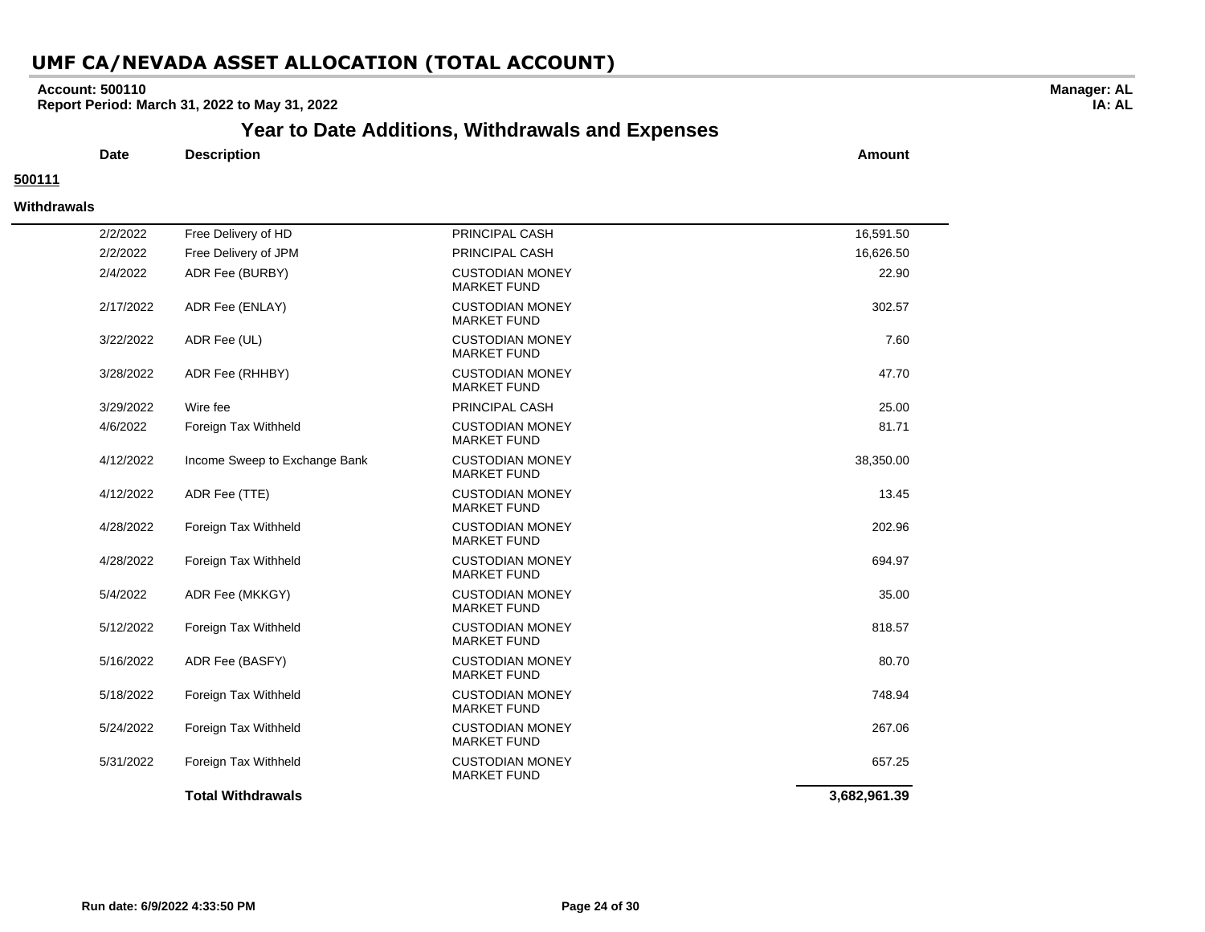# UMF CA/NEVADA ASSET ALLOCATION (TOTAL ACCOUNT)

**Account: 500110**
**Report Period: March 31, 2022 to May 31, 2022**

**Manager: AL**
**IA: AL**

## Year to Date Additions, Withdrawals and Expenses

**500111**

**Withdrawals**

| Date | Description | | Amount |
|---|---|---|---|
| 2/2/2022 | Free Delivery of HD | PRINCIPAL CASH | 16,591.50 |
| 2/2/2022 | Free Delivery of JPM | PRINCIPAL CASH | 16,626.50 |
| 2/4/2022 | ADR Fee (BURBY) | CUSTODIAN MONEY MARKET FUND | 22.90 |
| 2/17/2022 | ADR Fee (ENLAY) | CUSTODIAN MONEY MARKET FUND | 302.57 |
| 3/22/2022 | ADR Fee (UL) | CUSTODIAN MONEY MARKET FUND | 7.60 |
| 3/28/2022 | ADR Fee (RHHBY) | CUSTODIAN MONEY MARKET FUND | 47.70 |
| 3/29/2022 | Wire fee | PRINCIPAL CASH | 25.00 |
| 4/6/2022 | Foreign Tax Withheld | CUSTODIAN MONEY MARKET FUND | 81.71 |
| 4/12/2022 | Income Sweep to Exchange Bank | CUSTODIAN MONEY MARKET FUND | 38,350.00 |
| 4/12/2022 | ADR Fee (TTE) | CUSTODIAN MONEY MARKET FUND | 13.45 |
| 4/28/2022 | Foreign Tax Withheld | CUSTODIAN MONEY MARKET FUND | 202.96 |
| 4/28/2022 | Foreign Tax Withheld | CUSTODIAN MONEY MARKET FUND | 694.97 |
| 5/4/2022 | ADR Fee (MKKGY) | CUSTODIAN MONEY MARKET FUND | 35.00 |
| 5/12/2022 | Foreign Tax Withheld | CUSTODIAN MONEY MARKET FUND | 818.57 |
| 5/16/2022 | ADR Fee (BASFY) | CUSTODIAN MONEY MARKET FUND | 80.70 |
| 5/18/2022 | Foreign Tax Withheld | CUSTODIAN MONEY MARKET FUND | 748.94 |
| 5/24/2022 | Foreign Tax Withheld | CUSTODIAN MONEY MARKET FUND | 267.06 |
| 5/31/2022 | Foreign Tax Withheld | CUSTODIAN MONEY MARKET FUND | 657.25 |
| | **Total Withdrawals** | | **3,682,961.39** |

**Run date: 6/9/2022 4:33:50 PM**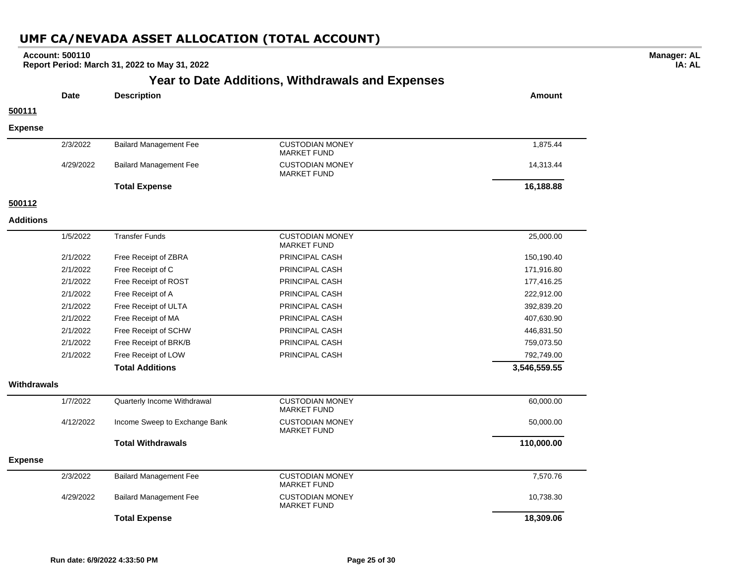# UMF CA/NEVADA ASSET ALLOCATION (TOTAL ACCOUNT)

**Account: 500110**
**Report Period: March 31, 2022 to May 31, 2022**

**Manager: AL**
**IA: AL**

## Year to Date Additions, Withdrawals and Expenses

| Date | Description | | Amount |
|---|---|---|---|
| **500111** | | | |
| **Expense** | | | |
| 2/3/2022 | Bailard Management Fee | CUSTODIAN MONEY MARKET FUND | 1,875.44 |
| 4/29/2022 | Bailard Management Fee | CUSTODIAN MONEY MARKET FUND | 14,313.44 |
| | **Total Expense** | | **16,188.88** |
| **500112** | | | |
| **Additions** | | | |
| 1/5/2022 | Transfer Funds | CUSTODIAN MONEY MARKET FUND | 25,000.00 |
| 2/1/2022 | Free Receipt of ZBRA | PRINCIPAL CASH | 150,190.40 |
| 2/1/2022 | Free Receipt of C | PRINCIPAL CASH | 171,916.80 |
| 2/1/2022 | Free Receipt of ROST | PRINCIPAL CASH | 177,416.25 |
| 2/1/2022 | Free Receipt of A | PRINCIPAL CASH | 222,912.00 |
| 2/1/2022 | Free Receipt of ULTA | PRINCIPAL CASH | 392,839.20 |
| 2/1/2022 | Free Receipt of MA | PRINCIPAL CASH | 407,630.90 |
| 2/1/2022 | Free Receipt of SCHW | PRINCIPAL CASH | 446,831.50 |
| 2/1/2022 | Free Receipt of BRK/B | PRINCIPAL CASH | 759,073.50 |
| 2/1/2022 | Free Receipt of LOW | PRINCIPAL CASH | 792,749.00 |
| | **Total Additions** | | **3,546,559.55** |
| **Withdrawals** | | | |
| 1/7/2022 | Quarterly Income Withdrawal | CUSTODIAN MONEY MARKET FUND | 60,000.00 |
| 4/12/2022 | Income Sweep to Exchange Bank | CUSTODIAN MONEY MARKET FUND | 50,000.00 |
| | **Total Withdrawals** | | **110,000.00** |
| **Expense** | | | |
| 2/3/2022 | Bailard Management Fee | CUSTODIAN MONEY MARKET FUND | 7,570.76 |
| 4/29/2022 | Bailard Management Fee | CUSTODIAN MONEY MARKET FUND | 10,738.30 |
| | **Total Expense** | | **18,309.06** |

**Run date: 6/9/2022 4:33:50 PM**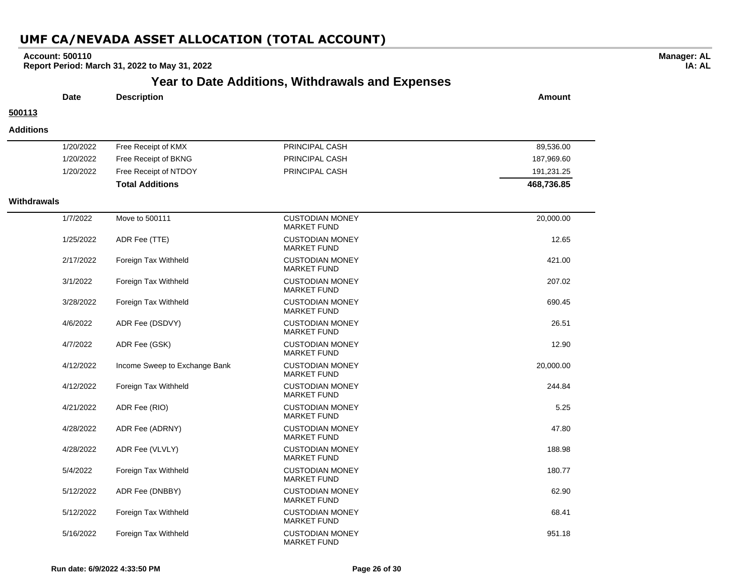# UMF CA/NEVADA ASSET ALLOCATION (TOTAL ACCOUNT)

**Account: 500110**
**Report Period: March 31, 2022 to May 31, 2022**

**Manager: AL**
**IA: AL**

## Year to Date Additions, Withdrawals and Expenses

**500113**

### Additions

| Date | Description | | Amount |
|---|---|---|---|
| 1/20/2022 | Free Receipt of KMX | PRINCIPAL CASH | 89,536.00 |
| 1/20/2022 | Free Receipt of BKNG | PRINCIPAL CASH | 187,969.60 |
| 1/20/2022 | Free Receipt of NTDOY | PRINCIPAL CASH | 191,231.25 |
| | **Total Additions** | | **468,736.85** |

### Withdrawals

| Date | Description | | Amount |
|---|---|---|---|
| 1/7/2022 | Move to 500111 | CUSTODIAN MONEY MARKET FUND | 20,000.00 |
| 1/25/2022 | ADR Fee (TTE) | CUSTODIAN MONEY MARKET FUND | 12.65 |
| 2/17/2022 | Foreign Tax Withheld | CUSTODIAN MONEY MARKET FUND | 421.00 |
| 3/1/2022 | Foreign Tax Withheld | CUSTODIAN MONEY MARKET FUND | 207.02 |
| 3/28/2022 | Foreign Tax Withheld | CUSTODIAN MONEY MARKET FUND | 690.45 |
| 4/6/2022 | ADR Fee (DSDVY) | CUSTODIAN MONEY MARKET FUND | 26.51 |
| 4/7/2022 | ADR Fee (GSK) | CUSTODIAN MONEY MARKET FUND | 12.90 |
| 4/12/2022 | Income Sweep to Exchange Bank | CUSTODIAN MONEY MARKET FUND | 20,000.00 |
| 4/12/2022 | Foreign Tax Withheld | CUSTODIAN MONEY MARKET FUND | 244.84 |
| 4/21/2022 | ADR Fee (RIO) | CUSTODIAN MONEY MARKET FUND | 5.25 |
| 4/28/2022 | ADR Fee (ADRNY) | CUSTODIAN MONEY MARKET FUND | 47.80 |
| 4/28/2022 | ADR Fee (VLVLY) | CUSTODIAN MONEY MARKET FUND | 188.98 |
| 5/4/2022 | Foreign Tax Withheld | CUSTODIAN MONEY MARKET FUND | 180.77 |
| 5/12/2022 | ADR Fee (DNBBY) | CUSTODIAN MONEY MARKET FUND | 62.90 |
| 5/12/2022 | Foreign Tax Withheld | CUSTODIAN MONEY MARKET FUND | 68.41 |
| 5/16/2022 | Foreign Tax Withheld | CUSTODIAN MONEY MARKET FUND | 951.18 |

Run date: 6/9/2022 4:33:50 PM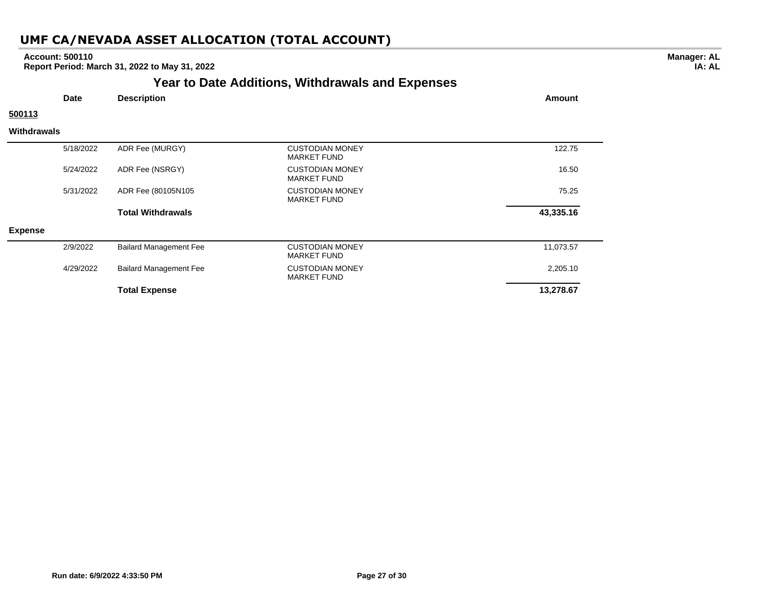# UMF CA/NEVADA ASSET ALLOCATION (TOTAL ACCOUNT)

**Account: 500110**
**Report Period: March 31, 2022 to May 31, 2022**

**Manager: AL**
**IA: AL**

## Year to Date Additions, Withdrawals and Expenses

| Date | Description | | Amount |
|---|---|---|---|
| **500113** | | | |
| **Withdrawals** | | | |
| 5/18/2022 | ADR Fee (MURGY) | CUSTODIAN MONEY MARKET FUND | 122.75 |
| 5/24/2022 | ADR Fee (NSRGY) | CUSTODIAN MONEY MARKET FUND | 16.50 |
| 5/31/2022 | ADR Fee (80105N105 | CUSTODIAN MONEY MARKET FUND | 75.25 |
| | **Total Withdrawals** | | **43,335.16** |
| **Expense** | | | |
| 2/9/2022 | Bailard Management Fee | CUSTODIAN MONEY MARKET FUND | 11,073.57 |
| 4/29/2022 | Bailard Management Fee | CUSTODIAN MONEY MARKET FUND | 2,205.10 |
| | **Total Expense** | | **13,278.67** |

**Run date: 6/9/2022 4:33:50 PM**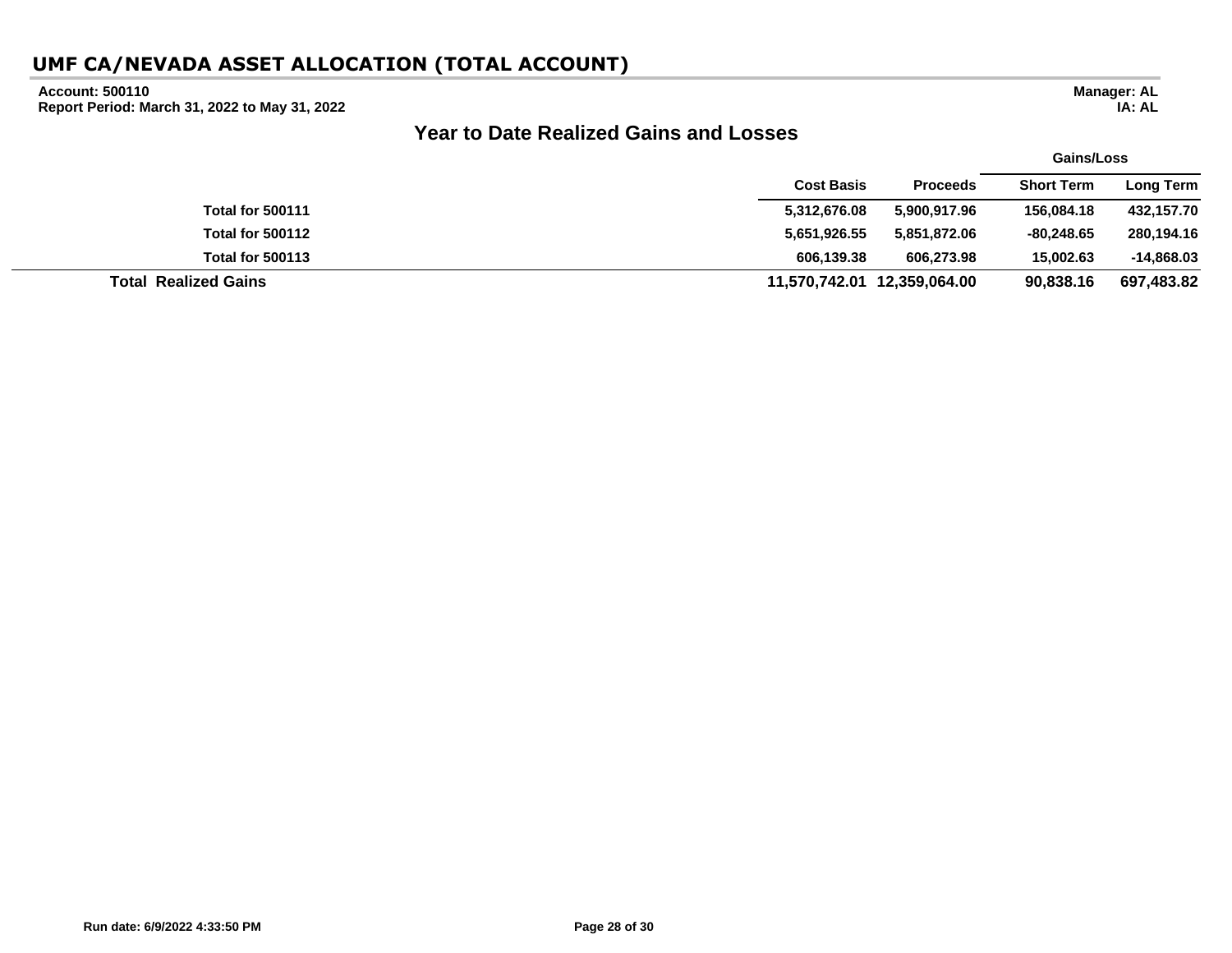# UMF CA/NEVADA ASSET ALLOCATION (TOTAL ACCOUNT)

**Account: 500110**
**Report Period: March 31, 2022 to May 31, 2022**

**Manager: AL**
**IA: AL**

## Year to Date Realized Gains and Losses

| | | | Gains/Loss | |
|---|---|---|---|---|
| | **Cost Basis** | **Proceeds** | **Short Term** | **Long Term** |
| **Total for 500111** | **5,312,676.08** | **5,900,917.96** | **156,084.18** | **432,157.70** |
| **Total for 500112** | **5,651,926.55** | **5,851,872.06** | **-80,248.65** | **280,194.16** |
| **Total for 500113** | **606,139.38** | **606,273.98** | **15,002.63** | **-14,868.03** |
| **Total Realized Gains** | **11,570,742.01** | **12,359,064.00** | **90,838.16** | **697,483.82** |

**Run date: 6/9/2022 4:33:50 PM**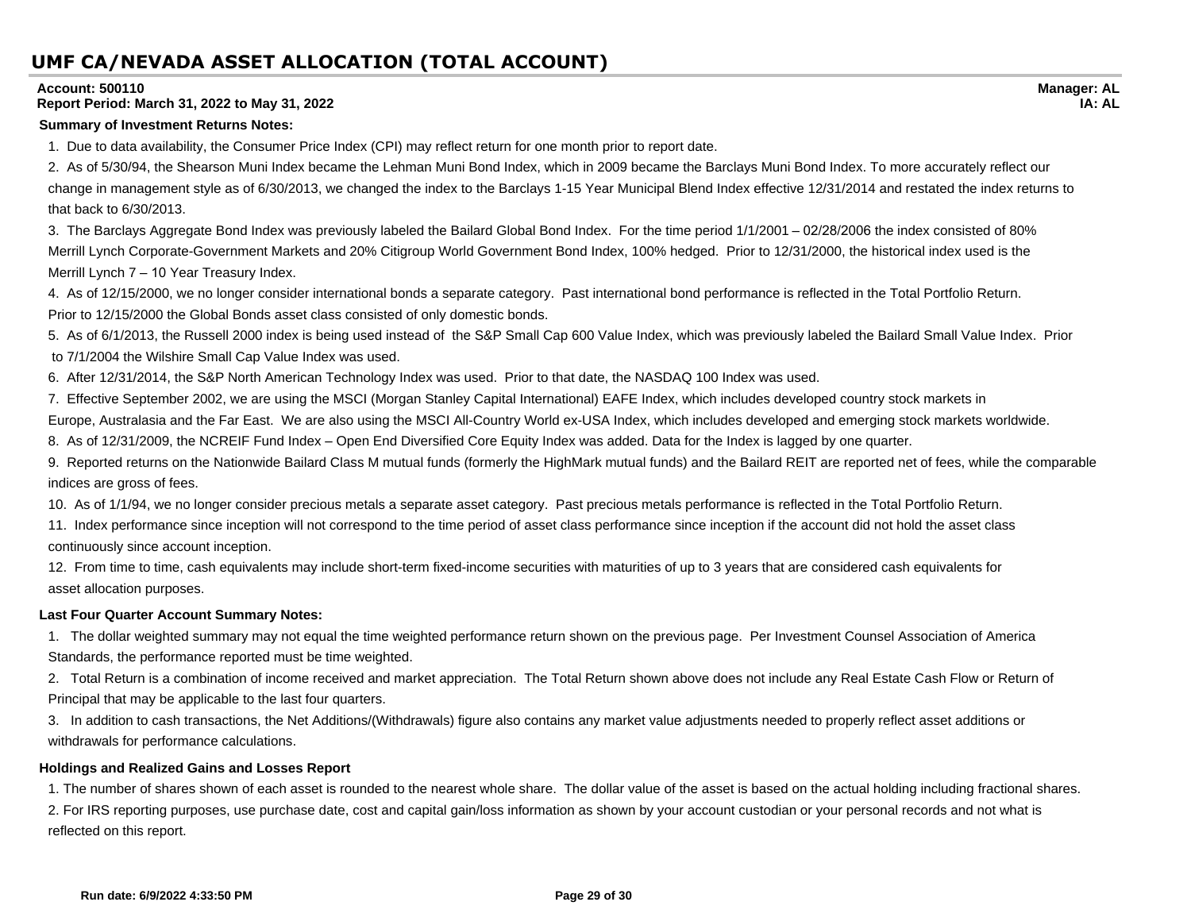# UMF CA/NEVADA ASSET ALLOCATION (TOTAL ACCOUNT)

**Account: 500110** **Manager: AL**
**Report Period: March 31, 2022 to May 31, 2022** **IA: AL**

**Summary of Investment Returns Notes:**

1. Due to data availability, the Consumer Price Index (CPI) may reflect return for one month prior to report date.
2. As of 5/30/94, the Shearson Muni Index became the Lehman Muni Bond Index, which in 2009 became the Barclays Muni Bond Index. To more accurately reflect our change in management style as of 6/30/2013, we changed the index to the Barclays 1-15 Year Municipal Blend Index effective 12/31/2014 and restated the index returns to that back to 6/30/2013.
3. The Barclays Aggregate Bond Index was previously labeled the Bailard Global Bond Index. For the time period 1/1/2001 – 02/28/2006 the index consisted of 80% Merrill Lynch Corporate-Government Markets and 20% Citigroup World Government Bond Index, 100% hedged. Prior to 12/31/2000, the historical index used is the Merrill Lynch 7 – 10 Year Treasury Index.
4. As of 12/15/2000, we no longer consider international bonds a separate category. Past international bond performance is reflected in the Total Portfolio Return. Prior to 12/15/2000 the Global Bonds asset class consisted of only domestic bonds.
5. As of 6/1/2013, the Russell 2000 index is being used instead of the S&P Small Cap 600 Value Index, which was previously labeled the Bailard Small Value Index. Prior to 7/1/2004 the Wilshire Small Cap Value Index was used.
6. After 12/31/2014, the S&P North American Technology Index was used. Prior to that date, the NASDAQ 100 Index was used.
7. Effective September 2002, we are using the MSCI (Morgan Stanley Capital International) EAFE Index, which includes developed country stock markets in Europe, Australasia and the Far East. We are also using the MSCI All-Country World ex-USA Index, which includes developed and emerging stock markets worldwide.
8. As of 12/31/2009, the NCREIF Fund Index – Open End Diversified Core Equity Index was added. Data for the Index is lagged by one quarter.
9. Reported returns on the Nationwide Bailard Class M mutual funds (formerly the HighMark mutual funds) and the Bailard REIT are reported net of fees, while the comparable indices are gross of fees.
10. As of 1/1/94, we no longer consider precious metals a separate asset category. Past precious metals performance is reflected in the Total Portfolio Return.
11. Index performance since inception will not correspond to the time period of asset class performance since inception if the account did not hold the asset class continuously since account inception.
12. From time to time, cash equivalents may include short-term fixed-income securities with maturities of up to 3 years that are considered cash equivalents for asset allocation purposes.

**Last Four Quarter Account Summary Notes:**

1. The dollar weighted summary may not equal the time weighted performance return shown on the previous page. Per Investment Counsel Association of America Standards, the performance reported must be time weighted.
2. Total Return is a combination of income received and market appreciation. The Total Return shown above does not include any Real Estate Cash Flow or Return of Principal that may be applicable to the last four quarters.
3. In addition to cash transactions, the Net Additions/(Withdrawals) figure also contains any market value adjustments needed to properly reflect asset additions or withdrawals for performance calculations.

**Holdings and Realized Gains and Losses Report**

1. The number of shares shown of each asset is rounded to the nearest whole share. The dollar value of the asset is based on the actual holding including fractional shares.
2. For IRS reporting purposes, use purchase date, cost and capital gain/loss information as shown by your account custodian or your personal records and not what is reflected on this report.

**Run date: 6/9/2022 4:33:50 PM**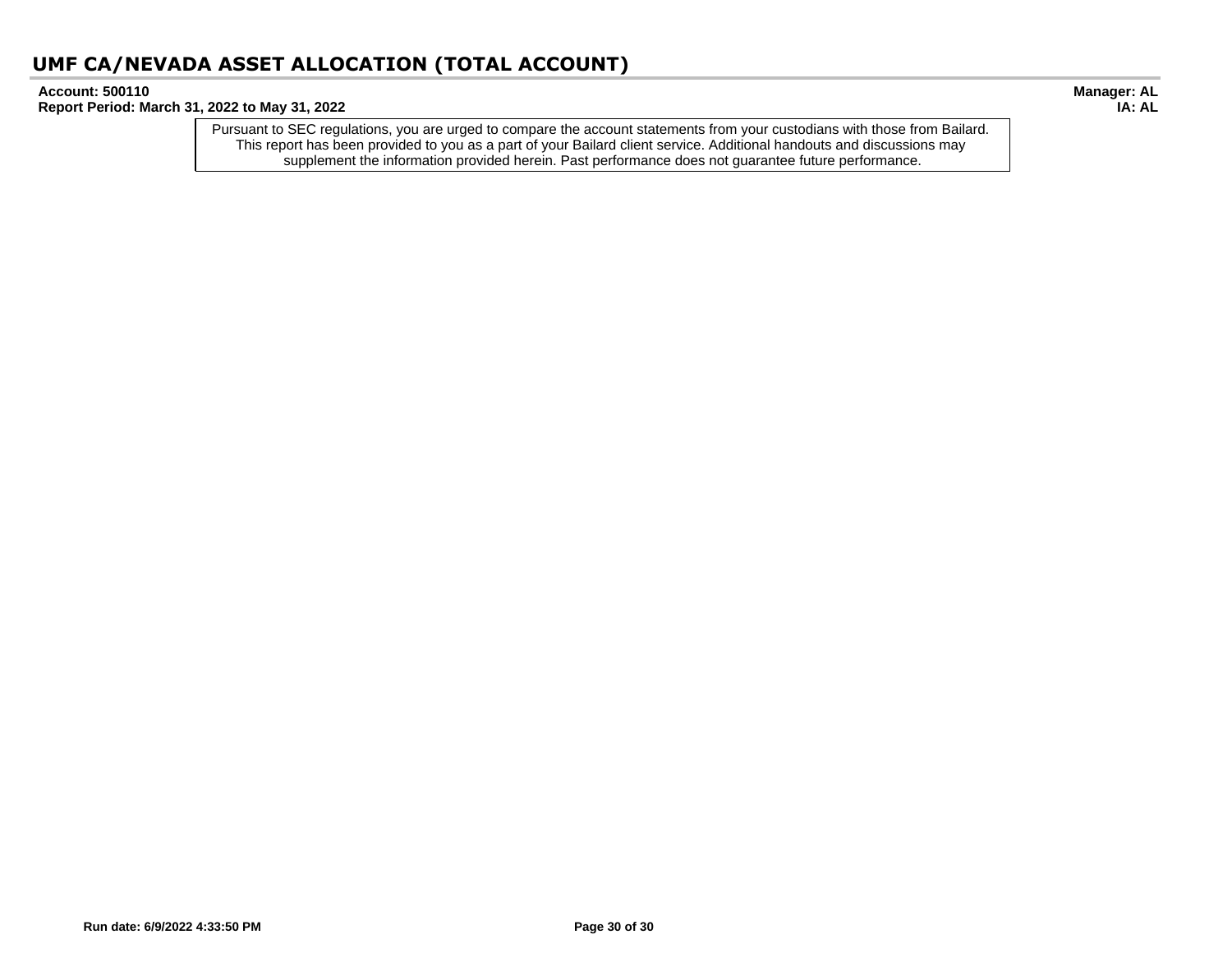# UMF CA/NEVADA ASSET ALLOCATION (TOTAL ACCOUNT)

**Account: 500110**
**Report Period: March 31, 2022 to May 31, 2022**

**Manager: AL**
**IA: AL**

Pursuant to SEC regulations, you are urged to compare the account statements from your custodians with those from Bailard. This report has been provided to you as a part of your Bailard client service. Additional handouts and discussions may supplement the information provided herein. Past performance does not guarantee future performance.

**Run date: 6/9/2022 4:33:50 PM**